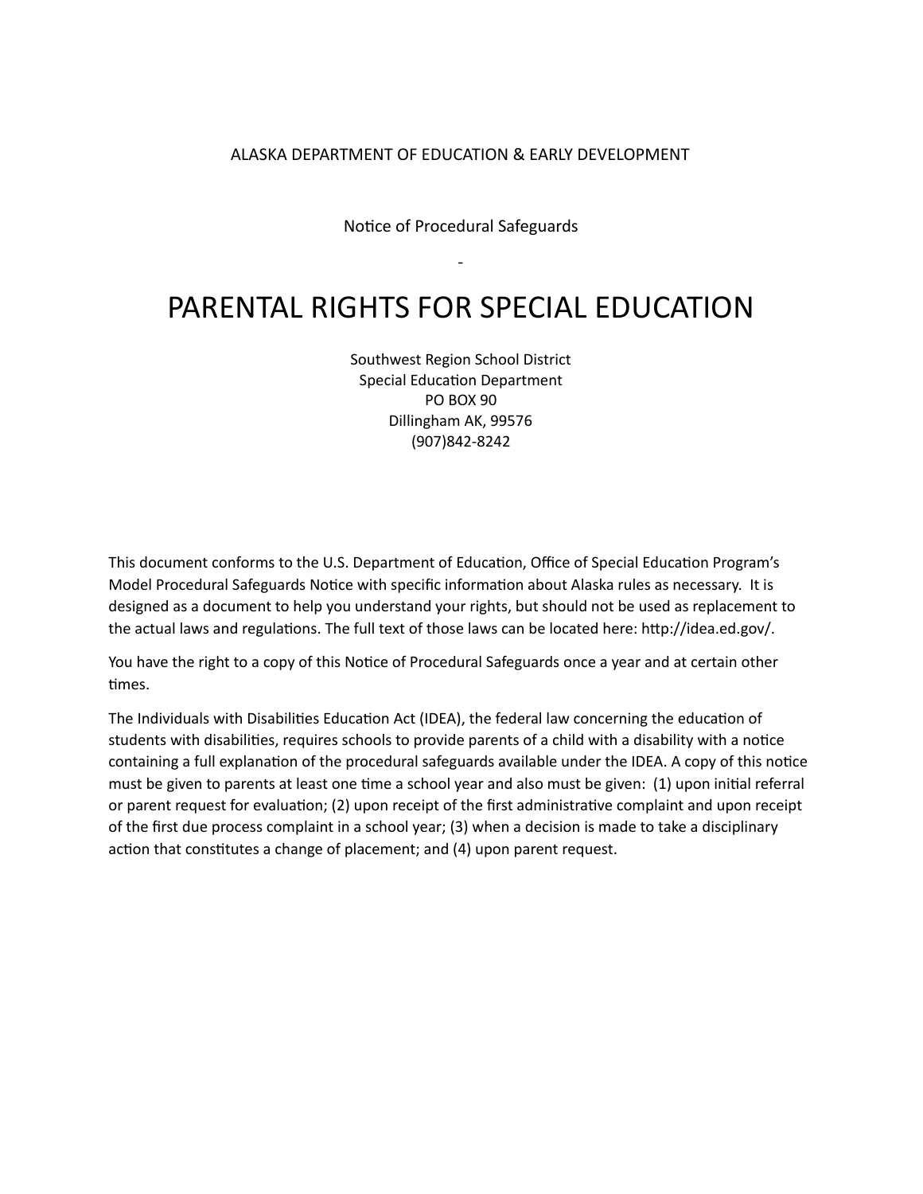ALASKA DEPARTMENT OF EDUCATION & EARLY DEVELOPMENT

Notice of Procedural Safeguards

-

# PARENTAL RIGHTS FOR SPECIAL EDUCATION

Southwest Region School District
Special Education Department
PO BOX 90
Dillingham AK, 99576
(907)842-8242

This document conforms to the U.S. Department of Education, Office of Special Education Program's Model Procedural Safeguards Notice with specific information about Alaska rules as necessary. It is designed as a document to help you understand your rights, but should not be used as replacement to the actual laws and regulations. The full text of those laws can be located here: http://idea.ed.gov/.

You have the right to a copy of this Notice of Procedural Safeguards once a year and at certain other times.

The Individuals with Disabilities Education Act (IDEA), the federal law concerning the education of students with disabilities, requires schools to provide parents of a child with a disability with a notice containing a full explanation of the procedural safeguards available under the IDEA. A copy of this notice must be given to parents at least one time a school year and also must be given: (1) upon initial referral or parent request for evaluation; (2) upon receipt of the first administrative complaint and upon receipt of the first due process complaint in a school year; (3) when a decision is made to take a disciplinary action that constitutes a change of placement; and (4) upon parent request.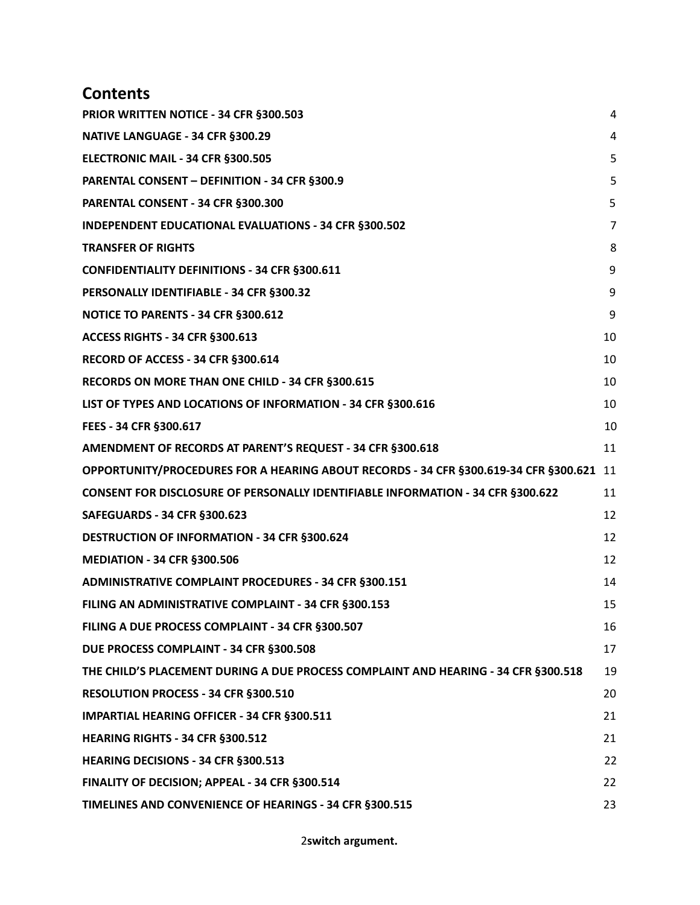## Contents

| Section | Page |
|---|---|
| **PRIOR WRITTEN NOTICE - 34 CFR §300.503** | 4 |
| **NATIVE LANGUAGE - 34 CFR §300.29** | 4 |
| **ELECTRONIC MAIL - 34 CFR §300.505** | 5 |
| **PARENTAL CONSENT – DEFINITION - 34 CFR §300.9** | 5 |
| **PARENTAL CONSENT - 34 CFR §300.300** | 5 |
| **INDEPENDENT EDUCATIONAL EVALUATIONS - 34 CFR §300.502** | 7 |
| **TRANSFER OF RIGHTS** | 8 |
| **CONFIDENTIALITY DEFINITIONS - 34 CFR §300.611** | 9 |
| **PERSONALLY IDENTIFIABLE - 34 CFR §300.32** | 9 |
| **NOTICE TO PARENTS - 34 CFR §300.612** | 9 |
| **ACCESS RIGHTS - 34 CFR §300.613** | 10 |
| **RECORD OF ACCESS - 34 CFR §300.614** | 10 |
| **RECORDS ON MORE THAN ONE CHILD - 34 CFR §300.615** | 10 |
| **LIST OF TYPES AND LOCATIONS OF INFORMATION - 34 CFR §300.616** | 10 |
| **FEES - 34 CFR §300.617** | 10 |
| **AMENDMENT OF RECORDS AT PARENT'S REQUEST - 34 CFR §300.618** | 11 |
| **OPPORTUNITY/PROCEDURES FOR A HEARING ABOUT RECORDS - 34 CFR §300.619-34 CFR §300.621** | 11 |
| **CONSENT FOR DISCLOSURE OF PERSONALLY IDENTIFIABLE INFORMATION - 34 CFR §300.622** | 11 |
| **SAFEGUARDS - 34 CFR §300.623** | 12 |
| **DESTRUCTION OF INFORMATION - 34 CFR §300.624** | 12 |
| **MEDIATION - 34 CFR §300.506** | 12 |
| **ADMINISTRATIVE COMPLAINT PROCEDURES - 34 CFR §300.151** | 14 |
| **FILING AN ADMINISTRATIVE COMPLAINT - 34 CFR §300.153** | 15 |
| **FILING A DUE PROCESS COMPLAINT - 34 CFR §300.507** | 16 |
| **DUE PROCESS COMPLAINT - 34 CFR §300.508** | 17 |
| **THE CHILD'S PLACEMENT DURING A DUE PROCESS COMPLAINT AND HEARING - 34 CFR §300.518** | 19 |
| **RESOLUTION PROCESS - 34 CFR §300.510** | 20 |
| **IMPARTIAL HEARING OFFICER - 34 CFR §300.511** | 21 |
| **HEARING RIGHTS - 34 CFR §300.512** | 21 |
| **HEARING DECISIONS - 34 CFR §300.513** | 22 |
| **FINALITY OF DECISION; APPEAL - 34 CFR §300.514** | 22 |
| **TIMELINES AND CONVENIENCE OF HEARINGS - 34 CFR §300.515** | 23 |

**switch argument.**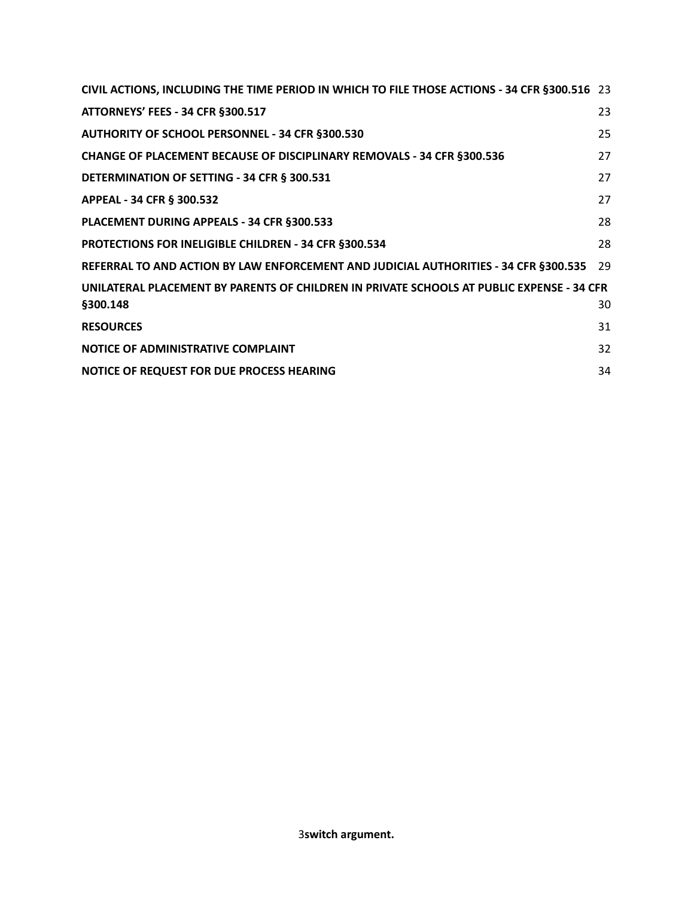CIVIL ACTIONS, INCLUDING THE TIME PERIOD IN WHICH TO FILE THOSE ACTIONS - 34 CFR §300.516 23

ATTORNEYS' FEES - 34 CFR §300.517 23

AUTHORITY OF SCHOOL PERSONNEL - 34 CFR §300.530 25

CHANGE OF PLACEMENT BECAUSE OF DISCIPLINARY REMOVALS - 34 CFR §300.536 27

DETERMINATION OF SETTING - 34 CFR § 300.531 27

APPEAL - 34 CFR § 300.532 27

PLACEMENT DURING APPEALS - 34 CFR §300.533 28

PROTECTIONS FOR INELIGIBLE CHILDREN - 34 CFR §300.534 28

REFERRAL TO AND ACTION BY LAW ENFORCEMENT AND JUDICIAL AUTHORITIES - 34 CFR §300.535 29

UNILATERAL PLACEMENT BY PARENTS OF CHILDREN IN PRIVATE SCHOOLS AT PUBLIC EXPENSE - 34 CFR §300.148 30

RESOURCES 31

NOTICE OF ADMINISTRATIVE COMPLAINT 32

NOTICE OF REQUEST FOR DUE PROCESS HEARING 34

**switch argument.**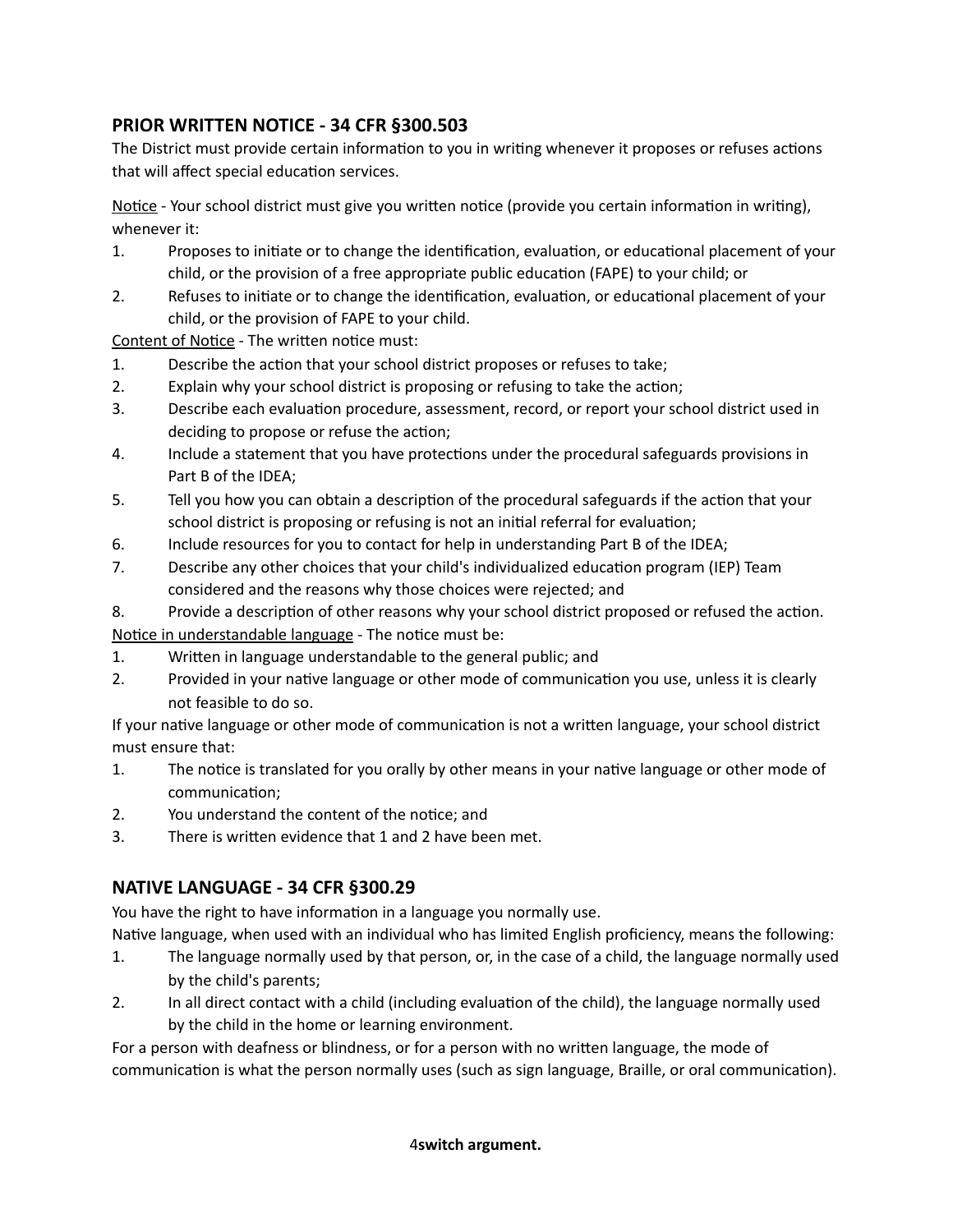## PRIOR WRITTEN NOTICE - 34 CFR §300.503

The District must provide certain information to you in writing whenever it proposes or refuses actions that will affect special education services.

<u>Notice</u> - Your school district must give you written notice (provide you certain information in writing), whenever it:

1. Proposes to initiate or to change the identification, evaluation, or educational placement of your child, or the provision of a free appropriate public education (FAPE) to your child; or
2. Refuses to initiate or to change the identification, evaluation, or educational placement of your child, or the provision of FAPE to your child.

<u>Content of Notice</u> - The written notice must:

1. Describe the action that your school district proposes or refuses to take;
2. Explain why your school district is proposing or refusing to take the action;
3. Describe each evaluation procedure, assessment, record, or report your school district used in deciding to propose or refuse the action;
4. Include a statement that you have protections under the procedural safeguards provisions in Part B of the IDEA;
5. Tell you how you can obtain a description of the procedural safeguards if the action that your school district is proposing or refusing is not an initial referral for evaluation;
6. Include resources for you to contact for help in understanding Part B of the IDEA;
7. Describe any other choices that your child's individualized education program (IEP) Team considered and the reasons why those choices were rejected; and
8. Provide a description of other reasons why your school district proposed or refused the action.

<u>Notice in understandable language</u> - The notice must be:

1. Written in language understandable to the general public; and
2. Provided in your native language or other mode of communication you use, unless it is clearly not feasible to do so.

If your native language or other mode of communication is not a written language, your school district must ensure that:

1. The notice is translated for you orally by other means in your native language or other mode of communication;
2. You understand the content of the notice; and
3. There is written evidence that 1 and 2 have been met.

## NATIVE LANGUAGE - 34 CFR §300.29

You have the right to have information in a language you normally use.

Native language, when used with an individual who has limited English proficiency, means the following:

1. The language normally used by that person, or, in the case of a child, the language normally used by the child's parents;
2. In all direct contact with a child (including evaluation of the child), the language normally used by the child in the home or learning environment.

For a person with deafness or blindness, or for a person with no written language, the mode of communication is what the person normally uses (such as sign language, Braille, or oral communication).

**switch argument.**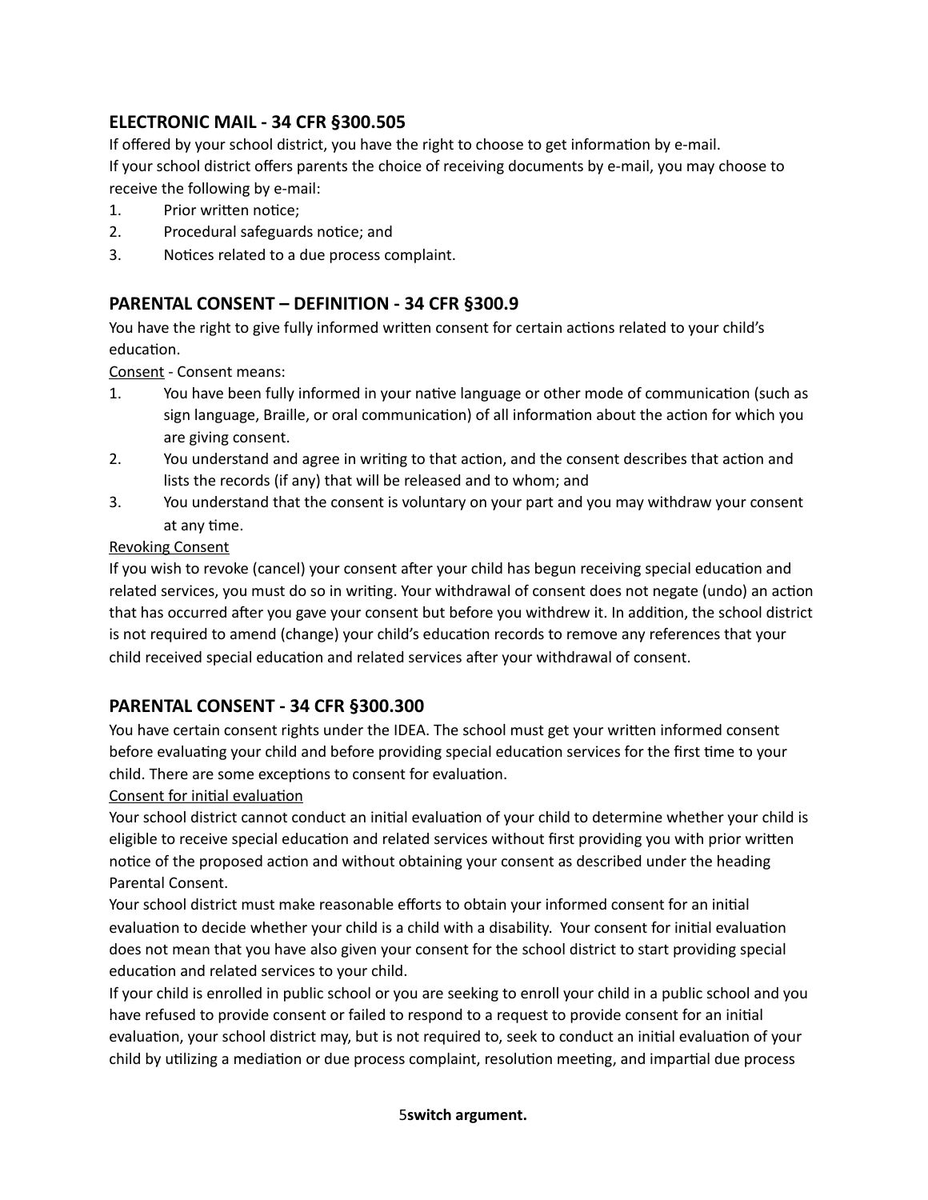## ELECTRONIC MAIL - 34 CFR §300.505

If offered by your school district, you have the right to choose to get information by e-mail.
If your school district offers parents the choice of receiving documents by e-mail, you may choose to receive the following by e-mail:

1. Prior written notice;
2. Procedural safeguards notice; and
3. Notices related to a due process complaint.

## PARENTAL CONSENT – DEFINITION - 34 CFR §300.9

You have the right to give fully informed written consent for certain actions related to your child's education.

<u>Consent</u> - Consent means:

1. You have been fully informed in your native language or other mode of communication (such as sign language, Braille, or oral communication) of all information about the action for which you are giving consent.
2. You understand and agree in writing to that action, and the consent describes that action and lists the records (if any) that will be released and to whom; and
3. You understand that the consent is voluntary on your part and you may withdraw your consent at any time.

<u>Revoking Consent</u>

If you wish to revoke (cancel) your consent after your child has begun receiving special education and related services, you must do so in writing. Your withdrawal of consent does not negate (undo) an action that has occurred after you gave your consent but before you withdrew it. In addition, the school district is not required to amend (change) your child's education records to remove any references that your child received special education and related services after your withdrawal of consent.

## PARENTAL CONSENT - 34 CFR §300.300

You have certain consent rights under the IDEA. The school must get your written informed consent before evaluating your child and before providing special education services for the first time to your child. There are some exceptions to consent for evaluation.

<u>Consent for initial evaluation</u>

Your school district cannot conduct an initial evaluation of your child to determine whether your child is eligible to receive special education and related services without first providing you with prior written notice of the proposed action and without obtaining your consent as described under the heading Parental Consent.

Your school district must make reasonable efforts to obtain your informed consent for an initial evaluation to decide whether your child is a child with a disability. Your consent for initial evaluation does not mean that you have also given your consent for the school district to start providing special education and related services to your child.

If your child is enrolled in public school or you are seeking to enroll your child in a public school and you have refused to provide consent or failed to respond to a request to provide consent for an initial evaluation, your school district may, but is not required to, seek to conduct an initial evaluation of your child by utilizing a mediation or due process complaint, resolution meeting, and impartial due process

**switch argument.**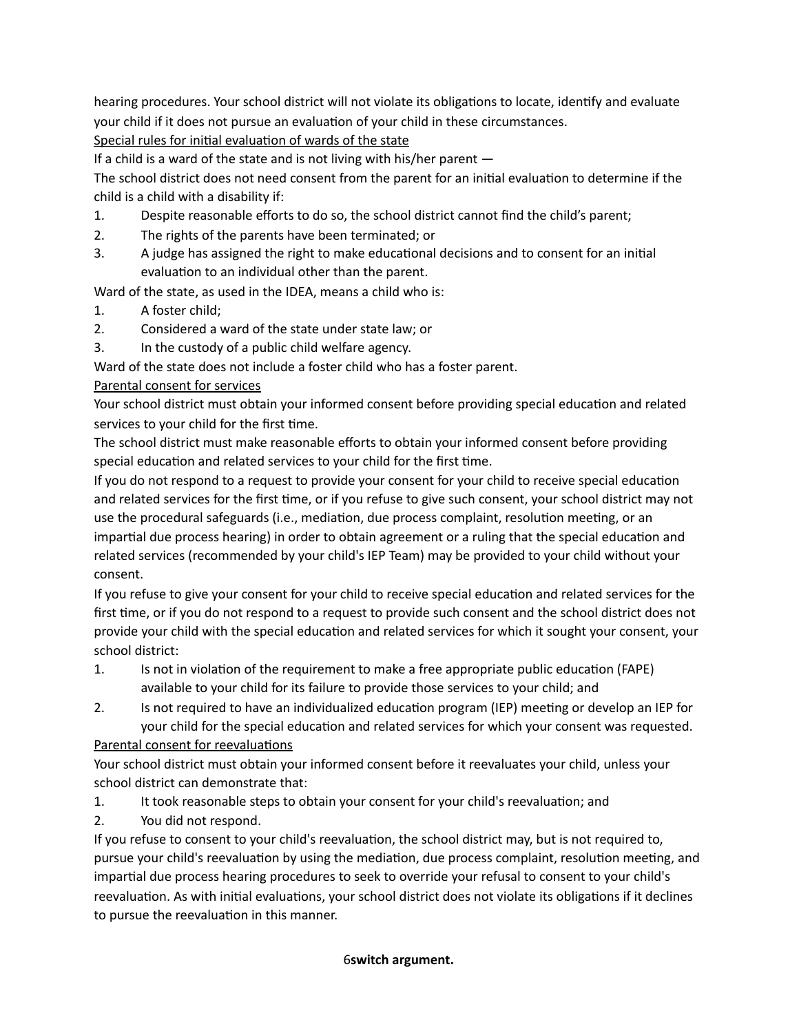hearing procedures. Your school district will not violate its obligations to locate, identify and evaluate your child if it does not pursue an evaluation of your child in these circumstances.

### Special rules for initial evaluation of wards of the state

If a child is a ward of the state and is not living with his/her parent —

The school district does not need consent from the parent for an initial evaluation to determine if the child is a child with a disability if:

1. Despite reasonable efforts to do so, the school district cannot find the child's parent;
2. The rights of the parents have been terminated; or
3. A judge has assigned the right to make educational decisions and to consent for an initial evaluation to an individual other than the parent.

Ward of the state, as used in the IDEA, means a child who is:

1. A foster child;
2. Considered a ward of the state under state law; or
3. In the custody of a public child welfare agency.

Ward of the state does not include a foster child who has a foster parent.

### Parental consent for services

Your school district must obtain your informed consent before providing special education and related services to your child for the first time.

The school district must make reasonable efforts to obtain your informed consent before providing special education and related services to your child for the first time.

If you do not respond to a request to provide your consent for your child to receive special education and related services for the first time, or if you refuse to give such consent, your school district may not use the procedural safeguards (i.e., mediation, due process complaint, resolution meeting, or an impartial due process hearing) in order to obtain agreement or a ruling that the special education and related services (recommended by your child's IEP Team) may be provided to your child without your consent.

If you refuse to give your consent for your child to receive special education and related services for the first time, or if you do not respond to a request to provide such consent and the school district does not provide your child with the special education and related services for which it sought your consent, your school district:

1. Is not in violation of the requirement to make a free appropriate public education (FAPE) available to your child for its failure to provide those services to your child; and
2. Is not required to have an individualized education program (IEP) meeting or develop an IEP for your child for the special education and related services for which your consent was requested.

### Parental consent for reevaluations

Your school district must obtain your informed consent before it reevaluates your child, unless your school district can demonstrate that:

1. It took reasonable steps to obtain your consent for your child's reevaluation; and
2. You did not respond.

If you refuse to consent to your child's reevaluation, the school district may, but is not required to, pursue your child's reevaluation by using the mediation, due process complaint, resolution meeting, and impartial due process hearing procedures to seek to override your refusal to consent to your child's reevaluation. As with initial evaluations, your school district does not violate its obligations if it declines to pursue the reevaluation in this manner.

**switch argument.**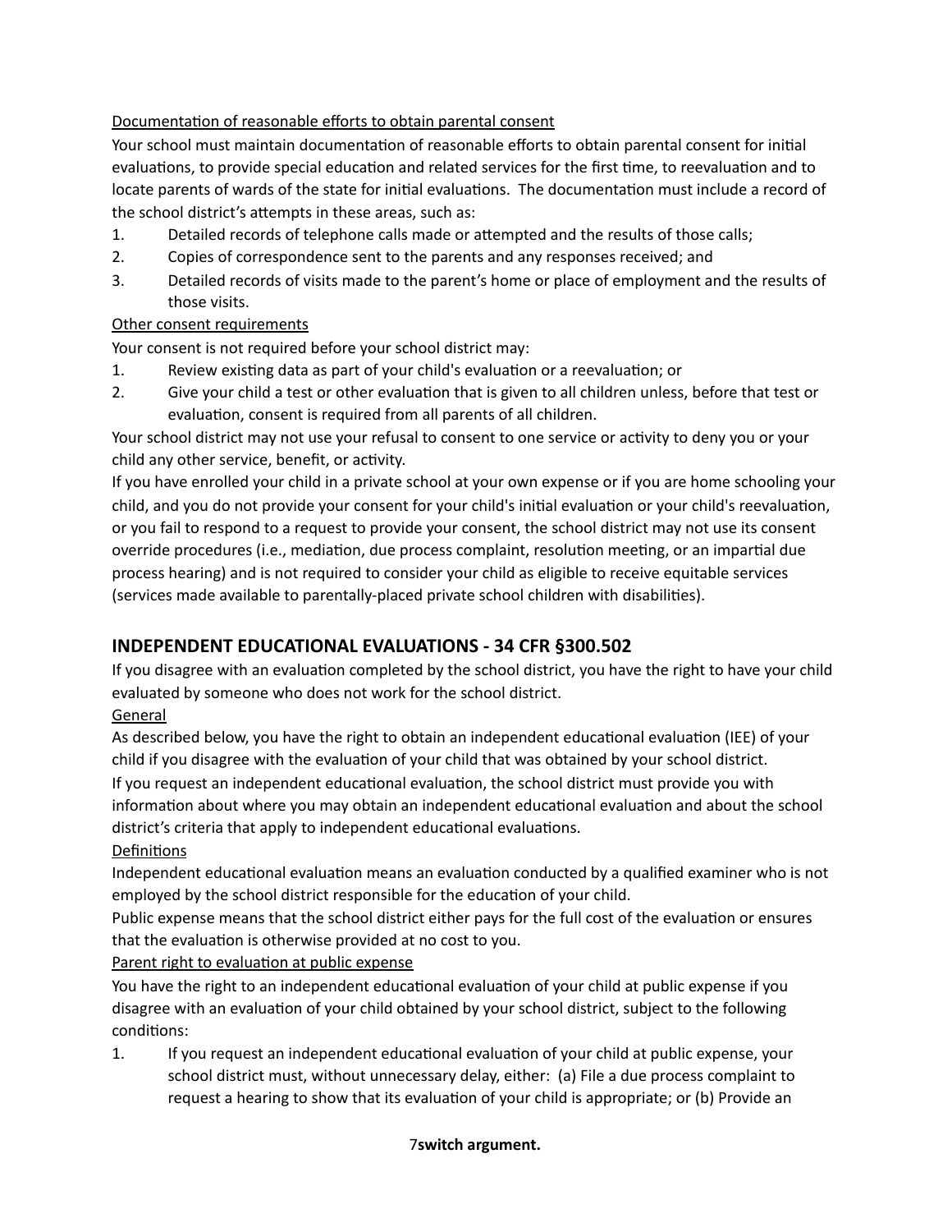Documentation of reasonable efforts to obtain parental consent

Your school must maintain documentation of reasonable efforts to obtain parental consent for initial evaluations, to provide special education and related services for the first time, to reevaluation and to locate parents of wards of the state for initial evaluations. The documentation must include a record of the school district's attempts in these areas, such as:

1. Detailed records of telephone calls made or attempted and the results of those calls;
2. Copies of correspondence sent to the parents and any responses received; and
3. Detailed records of visits made to the parent's home or place of employment and the results of those visits.

Other consent requirements

Your consent is not required before your school district may:

1. Review existing data as part of your child's evaluation or a reevaluation; or
2. Give your child a test or other evaluation that is given to all children unless, before that test or evaluation, consent is required from all parents of all children.

Your school district may not use your refusal to consent to one service or activity to deny you or your child any other service, benefit, or activity.

If you have enrolled your child in a private school at your own expense or if you are home schooling your child, and you do not provide your consent for your child's initial evaluation or your child's reevaluation, or you fail to respond to a request to provide your consent, the school district may not use its consent override procedures (i.e., mediation, due process complaint, resolution meeting, or an impartial due process hearing) and is not required to consider your child as eligible to receive equitable services (services made available to parentally-placed private school children with disabilities).

## INDEPENDENT EDUCATIONAL EVALUATIONS - 34 CFR §300.502

If you disagree with an evaluation completed by the school district, you have the right to have your child evaluated by someone who does not work for the school district.

General

As described below, you have the right to obtain an independent educational evaluation (IEE) of your child if you disagree with the evaluation of your child that was obtained by your school district.

If you request an independent educational evaluation, the school district must provide you with information about where you may obtain an independent educational evaluation and about the school district's criteria that apply to independent educational evaluations.

Definitions

Independent educational evaluation means an evaluation conducted by a qualified examiner who is not employed by the school district responsible for the education of your child.

Public expense means that the school district either pays for the full cost of the evaluation or ensures that the evaluation is otherwise provided at no cost to you.

Parent right to evaluation at public expense

You have the right to an independent educational evaluation of your child at public expense if you disagree with an evaluation of your child obtained by your school district, subject to the following conditions:

1. If you request an independent educational evaluation of your child at public expense, your school district must, without unnecessary delay, either: (a) File a due process complaint to request a hearing to show that its evaluation of your child is appropriate; or (b) Provide an

**switch argument.**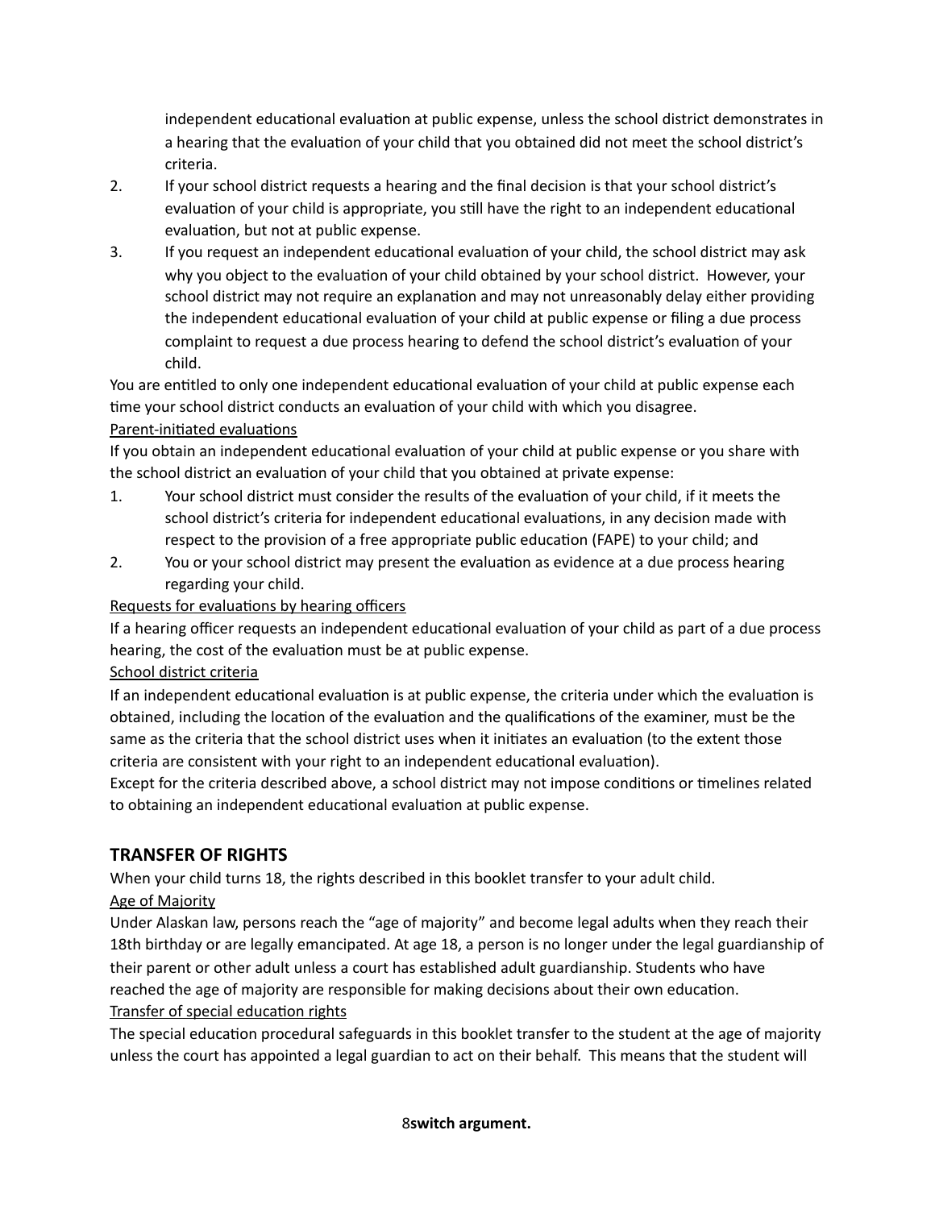independent educational evaluation at public expense, unless the school district demonstrates in a hearing that the evaluation of your child that you obtained did not meet the school district's criteria.

2. If your school district requests a hearing and the final decision is that your school district's evaluation of your child is appropriate, you still have the right to an independent educational evaluation, but not at public expense.
3. If you request an independent educational evaluation of your child, the school district may ask why you object to the evaluation of your child obtained by your school district. However, your school district may not require an explanation and may not unreasonably delay either providing the independent educational evaluation of your child at public expense or filing a due process complaint to request a due process hearing to defend the school district's evaluation of your child.

You are entitled to only one independent educational evaluation of your child at public expense each time your school district conducts an evaluation of your child with which you disagree.

<u>Parent-initiated evaluations</u>

If you obtain an independent educational evaluation of your child at public expense or you share with the school district an evaluation of your child that you obtained at private expense:

1. Your school district must consider the results of the evaluation of your child, if it meets the school district's criteria for independent educational evaluations, in any decision made with respect to the provision of a free appropriate public education (FAPE) to your child; and
2. You or your school district may present the evaluation as evidence at a due process hearing regarding your child.

<u>Requests for evaluations by hearing officers</u>

If a hearing officer requests an independent educational evaluation of your child as part of a due process hearing, the cost of the evaluation must be at public expense.

<u>School district criteria</u>

If an independent educational evaluation is at public expense, the criteria under which the evaluation is obtained, including the location of the evaluation and the qualifications of the examiner, must be the same as the criteria that the school district uses when it initiates an evaluation (to the extent those criteria are consistent with your right to an independent educational evaluation).

Except for the criteria described above, a school district may not impose conditions or timelines related to obtaining an independent educational evaluation at public expense.

## TRANSFER OF RIGHTS

When your child turns 18, the rights described in this booklet transfer to your adult child.

<u>Age of Majority</u>

Under Alaskan law, persons reach the "age of majority" and become legal adults when they reach their 18th birthday or are legally emancipated. At age 18, a person is no longer under the legal guardianship of their parent or other adult unless a court has established adult guardianship. Students who have reached the age of majority are responsible for making decisions about their own education.

<u>Transfer of special education rights</u>

The special education procedural safeguards in this booklet transfer to the student at the age of majority unless the court has appointed a legal guardian to act on their behalf. This means that the student will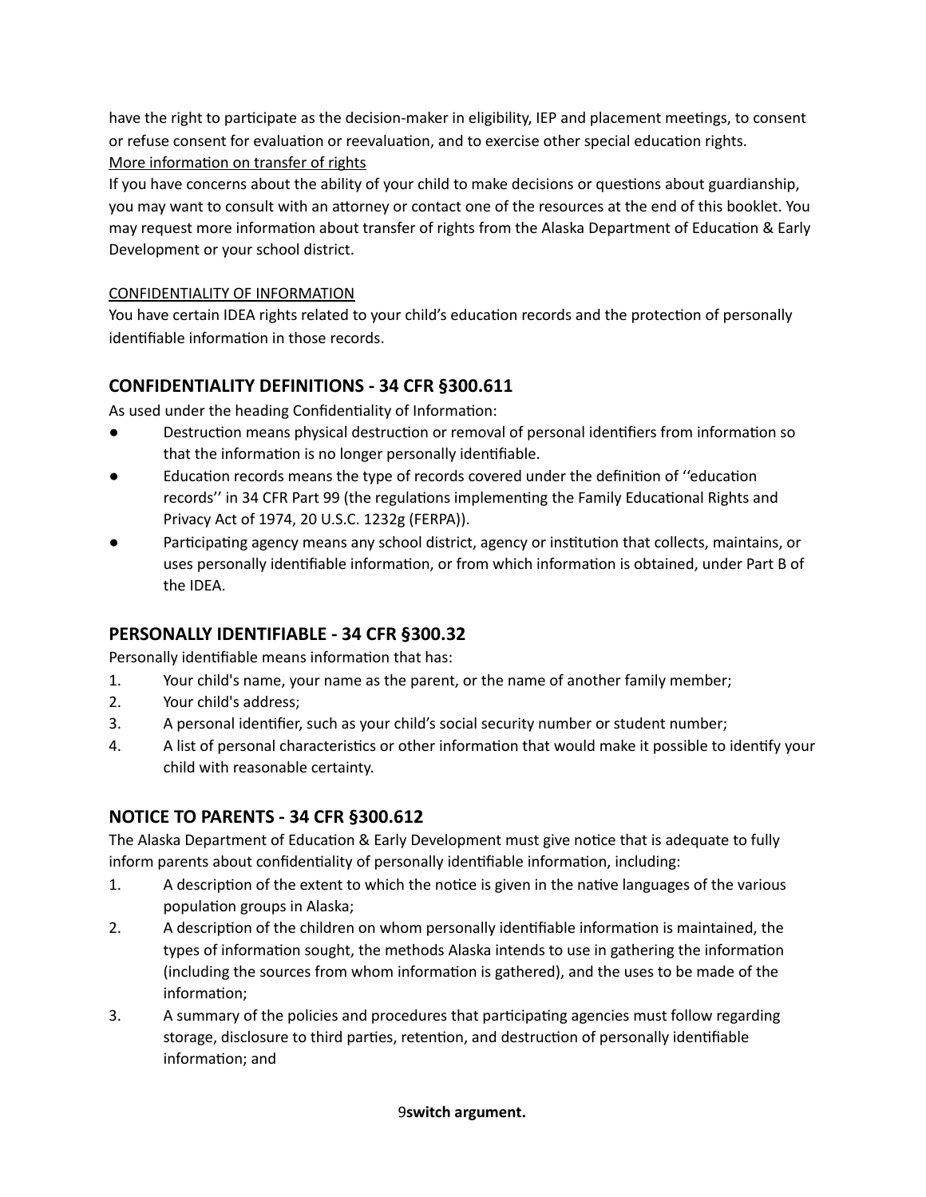have the right to participate as the decision-maker in eligibility, IEP and placement meetings, to consent or refuse consent for evaluation or reevaluation, and to exercise other special education rights.

<u>More information on transfer of rights</u>

If you have concerns about the ability of your child to make decisions or questions about guardianship, you may want to consult with an attorney or contact one of the resources at the end of this booklet. You may request more information about transfer of rights from the Alaska Department of Education & Early Development or your school district.

<u>CONFIDENTIALITY OF INFORMATION</u>

You have certain IDEA rights related to your child's education records and the protection of personally identifiable information in those records.

## CONFIDENTIALITY DEFINITIONS - 34 CFR §300.611

As used under the heading Confidentiality of Information:

- Destruction means physical destruction or removal of personal identifiers from information so that the information is no longer personally identifiable.
- Education records means the type of records covered under the definition of ''education records'' in 34 CFR Part 99 (the regulations implementing the Family Educational Rights and Privacy Act of 1974, 20 U.S.C. 1232g (FERPA)).
- Participating agency means any school district, agency or institution that collects, maintains, or uses personally identifiable information, or from which information is obtained, under Part B of the IDEA.

## PERSONALLY IDENTIFIABLE - 34 CFR §300.32

Personally identifiable means information that has:

1. Your child's name, your name as the parent, or the name of another family member;
2. Your child's address;
3. A personal identifier, such as your child's social security number or student number;
4. A list of personal characteristics or other information that would make it possible to identify your child with reasonable certainty.

## NOTICE TO PARENTS - 34 CFR §300.612

The Alaska Department of Education & Early Development must give notice that is adequate to fully inform parents about confidentiality of personally identifiable information, including:

1. A description of the extent to which the notice is given in the native languages of the various population groups in Alaska;
2. A description of the children on whom personally identifiable information is maintained, the types of information sought, the methods Alaska intends to use in gathering the information (including the sources from whom information is gathered), and the uses to be made of the information;
3. A summary of the policies and procedures that participating agencies must follow regarding storage, disclosure to third parties, retention, and destruction of personally identifiable information; and

**switch argument.**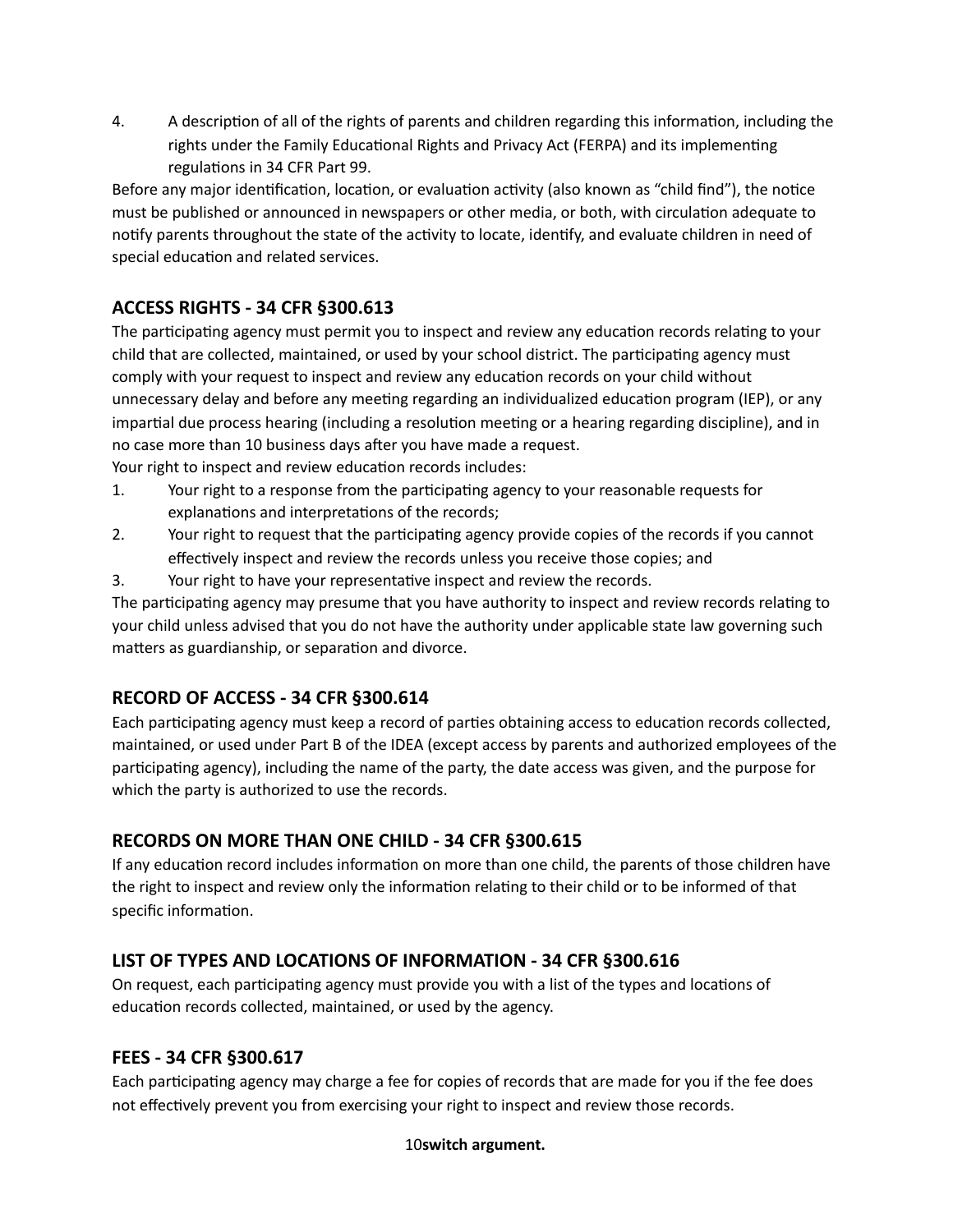4. A description of all of the rights of parents and children regarding this information, including the rights under the Family Educational Rights and Privacy Act (FERPA) and its implementing regulations in 34 CFR Part 99.

Before any major identification, location, or evaluation activity (also known as "child find"), the notice must be published or announced in newspapers or other media, or both, with circulation adequate to notify parents throughout the state of the activity to locate, identify, and evaluate children in need of special education and related services.

## ACCESS RIGHTS - 34 CFR §300.613

The participating agency must permit you to inspect and review any education records relating to your child that are collected, maintained, or used by your school district. The participating agency must comply with your request to inspect and review any education records on your child without unnecessary delay and before any meeting regarding an individualized education program (IEP), or any impartial due process hearing (including a resolution meeting or a hearing regarding discipline), and in no case more than 10 business days after you have made a request.

Your right to inspect and review education records includes:

1. Your right to a response from the participating agency to your reasonable requests for explanations and interpretations of the records;
2. Your right to request that the participating agency provide copies of the records if you cannot effectively inspect and review the records unless you receive those copies; and
3. Your right to have your representative inspect and review the records.

The participating agency may presume that you have authority to inspect and review records relating to your child unless advised that you do not have the authority under applicable state law governing such matters as guardianship, or separation and divorce.

## RECORD OF ACCESS - 34 CFR §300.614

Each participating agency must keep a record of parties obtaining access to education records collected, maintained, or used under Part B of the IDEA (except access by parents and authorized employees of the participating agency), including the name of the party, the date access was given, and the purpose for which the party is authorized to use the records.

## RECORDS ON MORE THAN ONE CHILD - 34 CFR §300.615

If any education record includes information on more than one child, the parents of those children have the right to inspect and review only the information relating to their child or to be informed of that specific information.

## LIST OF TYPES AND LOCATIONS OF INFORMATION - 34 CFR §300.616

On request, each participating agency must provide you with a list of the types and locations of education records collected, maintained, or used by the agency.

## FEES - 34 CFR §300.617

Each participating agency may charge a fee for copies of records that are made for you if the fee does not effectively prevent you from exercising your right to inspect and review those records.

**switch argument.**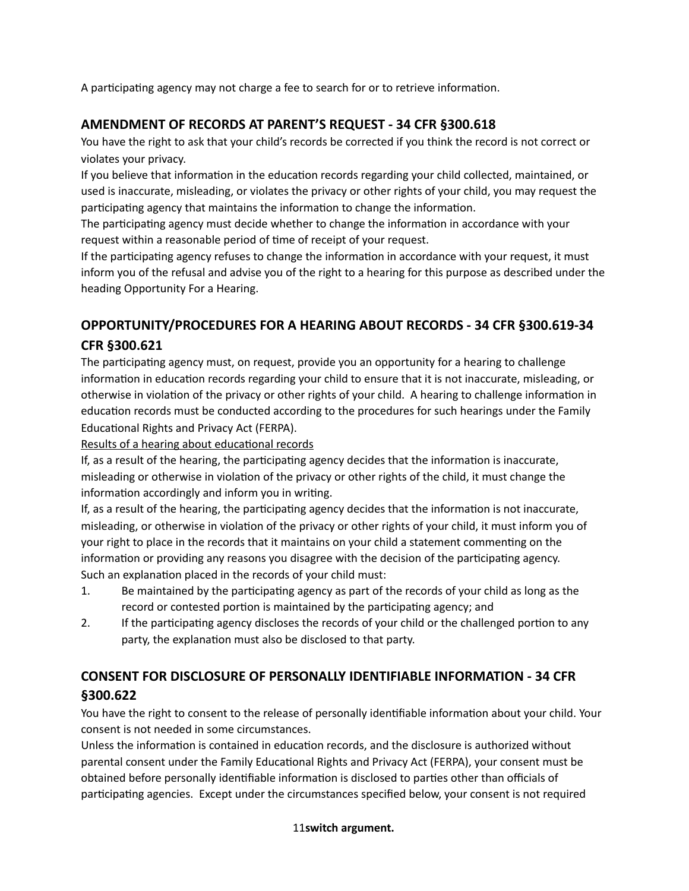A participating agency may not charge a fee to search for or to retrieve information.

## AMENDMENT OF RECORDS AT PARENT'S REQUEST - 34 CFR §300.618

You have the right to ask that your child's records be corrected if you think the record is not correct or violates your privacy.

If you believe that information in the education records regarding your child collected, maintained, or used is inaccurate, misleading, or violates the privacy or other rights of your child, you may request the participating agency that maintains the information to change the information.

The participating agency must decide whether to change the information in accordance with your request within a reasonable period of time of receipt of your request.

If the participating agency refuses to change the information in accordance with your request, it must inform you of the refusal and advise you of the right to a hearing for this purpose as described under the heading Opportunity For a Hearing.

## OPPORTUNITY/PROCEDURES FOR A HEARING ABOUT RECORDS - 34 CFR §300.619-34 CFR §300.621

The participating agency must, on request, provide you an opportunity for a hearing to challenge information in education records regarding your child to ensure that it is not inaccurate, misleading, or otherwise in violation of the privacy or other rights of your child. A hearing to challenge information in education records must be conducted according to the procedures for such hearings under the Family Educational Rights and Privacy Act (FERPA).

Results of a hearing about educational records

If, as a result of the hearing, the participating agency decides that the information is inaccurate, misleading or otherwise in violation of the privacy or other rights of the child, it must change the information accordingly and inform you in writing.

If, as a result of the hearing, the participating agency decides that the information is not inaccurate, misleading, or otherwise in violation of the privacy or other rights of your child, it must inform you of your right to place in the records that it maintains on your child a statement commenting on the information or providing any reasons you disagree with the decision of the participating agency.

Such an explanation placed in the records of your child must:

1. Be maintained by the participating agency as part of the records of your child as long as the record or contested portion is maintained by the participating agency; and
2. If the participating agency discloses the records of your child or the challenged portion to any party, the explanation must also be disclosed to that party.

## CONSENT FOR DISCLOSURE OF PERSONALLY IDENTIFIABLE INFORMATION - 34 CFR §300.622

You have the right to consent to the release of personally identifiable information about your child. Your consent is not needed in some circumstances.

Unless the information is contained in education records, and the disclosure is authorized without parental consent under the Family Educational Rights and Privacy Act (FERPA), your consent must be obtained before personally identifiable information is disclosed to parties other than officials of participating agencies. Except under the circumstances specified below, your consent is not required

**switch argument.**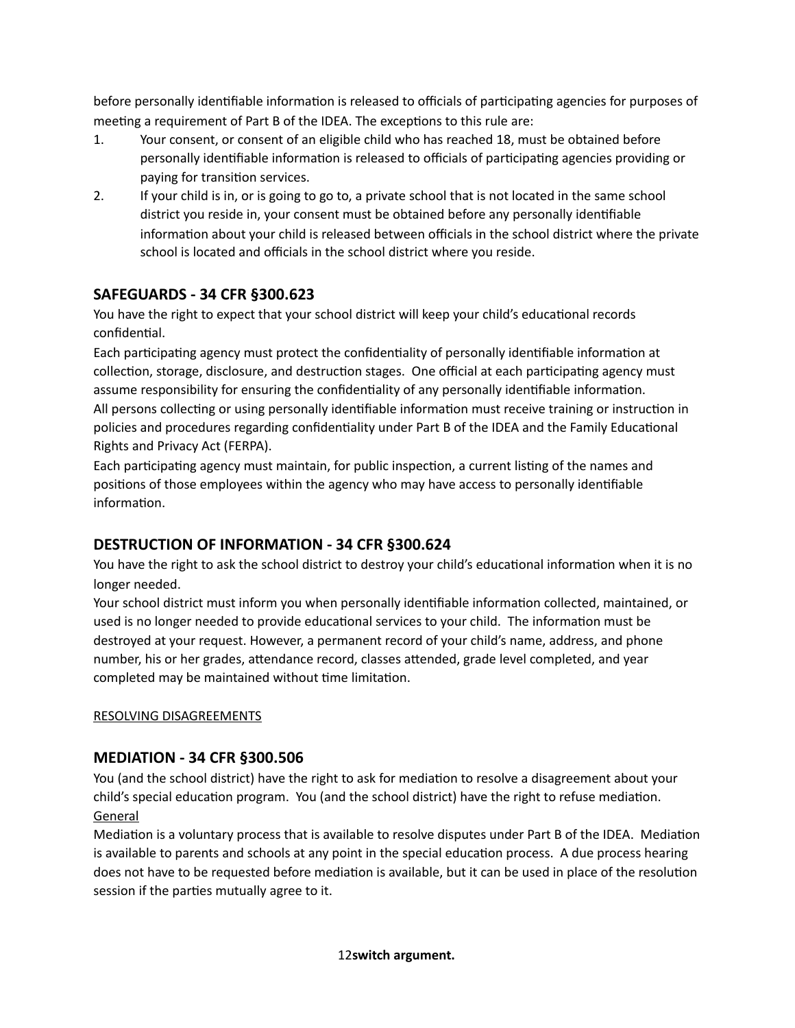before personally identifiable information is released to officials of participating agencies for purposes of meeting a requirement of Part B of the IDEA. The exceptions to this rule are:

1. Your consent, or consent of an eligible child who has reached 18, must be obtained before personally identifiable information is released to officials of participating agencies providing or paying for transition services.
2. If your child is in, or is going to go to, a private school that is not located in the same school district you reside in, your consent must be obtained before any personally identifiable information about your child is released between officials in the school district where the private school is located and officials in the school district where you reside.

## SAFEGUARDS - 34 CFR §300.623

You have the right to expect that your school district will keep your child's educational records confidential.

Each participating agency must protect the confidentiality of personally identifiable information at collection, storage, disclosure, and destruction stages. One official at each participating agency must assume responsibility for ensuring the confidentiality of any personally identifiable information.

All persons collecting or using personally identifiable information must receive training or instruction in policies and procedures regarding confidentiality under Part B of the IDEA and the Family Educational Rights and Privacy Act (FERPA).

Each participating agency must maintain, for public inspection, a current listing of the names and positions of those employees within the agency who may have access to personally identifiable information.

## DESTRUCTION OF INFORMATION - 34 CFR §300.624

You have the right to ask the school district to destroy your child's educational information when it is no longer needed.

Your school district must inform you when personally identifiable information collected, maintained, or used is no longer needed to provide educational services to your child. The information must be destroyed at your request. However, a permanent record of your child's name, address, and phone number, his or her grades, attendance record, classes attended, grade level completed, and year completed may be maintained without time limitation.

RESOLVING DISAGREEMENTS

## MEDIATION - 34 CFR §300.506

You (and the school district) have the right to ask for mediation to resolve a disagreement about your child's special education program. You (and the school district) have the right to refuse mediation.

General

Mediation is a voluntary process that is available to resolve disputes under Part B of the IDEA. Mediation is available to parents and schools at any point in the special education process. A due process hearing does not have to be requested before mediation is available, but it can be used in place of the resolution session if the parties mutually agree to it.

**switch argument.**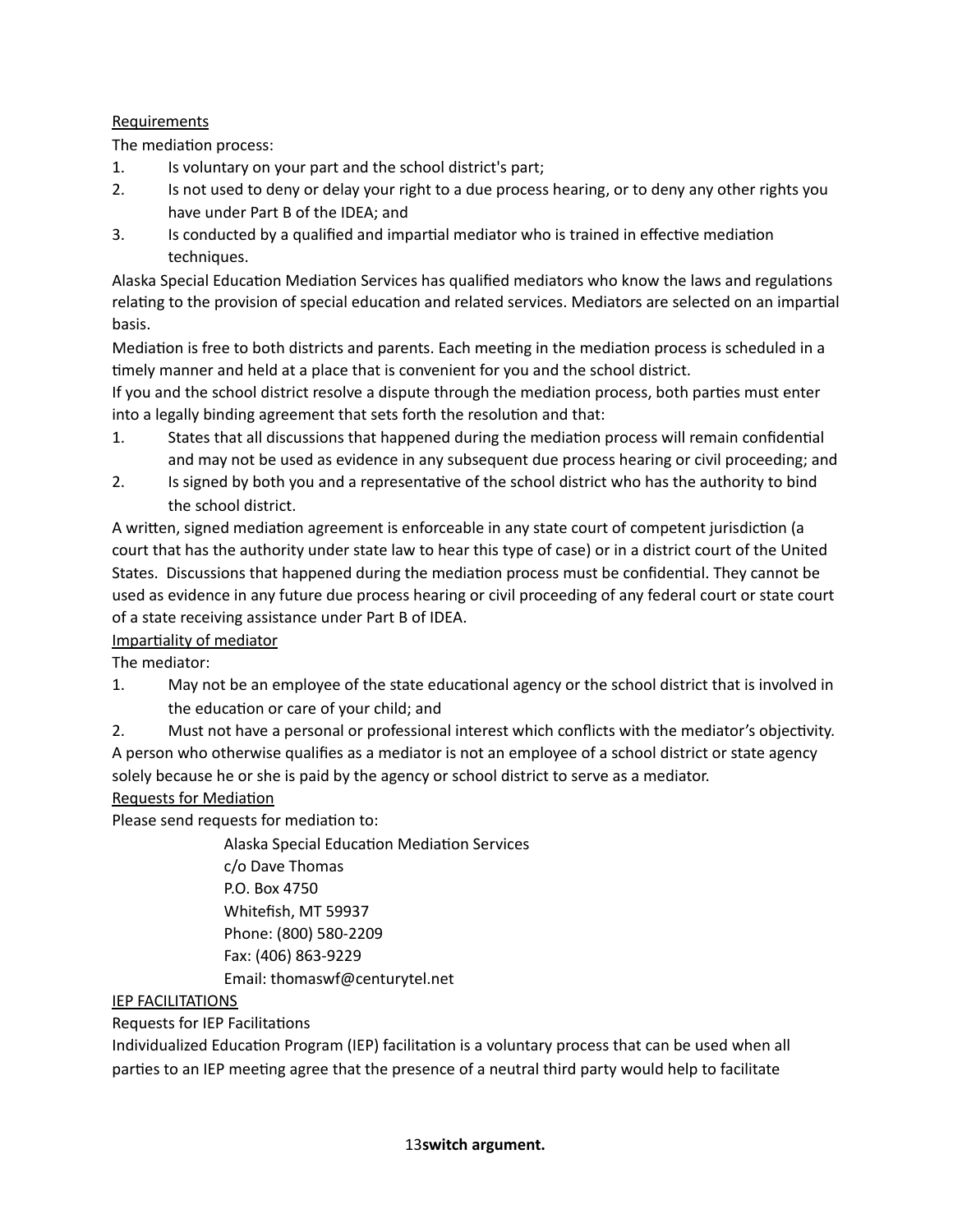Requirements

The mediation process:

1. Is voluntary on your part and the school district's part;
2. Is not used to deny or delay your right to a due process hearing, or to deny any other rights you have under Part B of the IDEA; and
3. Is conducted by a qualified and impartial mediator who is trained in effective mediation techniques.

Alaska Special Education Mediation Services has qualified mediators who know the laws and regulations relating to the provision of special education and related services. Mediators are selected on an impartial basis.

Mediation is free to both districts and parents. Each meeting in the mediation process is scheduled in a timely manner and held at a place that is convenient for you and the school district.

If you and the school district resolve a dispute through the mediation process, both parties must enter into a legally binding agreement that sets forth the resolution and that:

1. States that all discussions that happened during the mediation process will remain confidential and may not be used as evidence in any subsequent due process hearing or civil proceeding; and
2. Is signed by both you and a representative of the school district who has the authority to bind the school district.

A written, signed mediation agreement is enforceable in any state court of competent jurisdiction (a court that has the authority under state law to hear this type of case) or in a district court of the United States. Discussions that happened during the mediation process must be confidential. They cannot be used as evidence in any future due process hearing or civil proceeding of any federal court or state court of a state receiving assistance under Part B of IDEA.

Impartiality of mediator

The mediator:

1. May not be an employee of the state educational agency or the school district that is involved in the education or care of your child; and
2. Must not have a personal or professional interest which conflicts with the mediator's objectivity.

A person who otherwise qualifies as a mediator is not an employee of a school district or state agency solely because he or she is paid by the agency or school district to serve as a mediator.

Requests for Mediation

Please send requests for mediation to:

Alaska Special Education Mediation Services
c/o Dave Thomas
P.O. Box 4750
Whitefish, MT 59937
Phone: (800) 580-2209
Fax: (406) 863-9229
Email: thomaswf@centurytel.net

IEP FACILITATIONS

Requests for IEP Facilitations

Individualized Education Program (IEP) facilitation is a voluntary process that can be used when all parties to an IEP meeting agree that the presence of a neutral third party would help to facilitate

**switch argument.**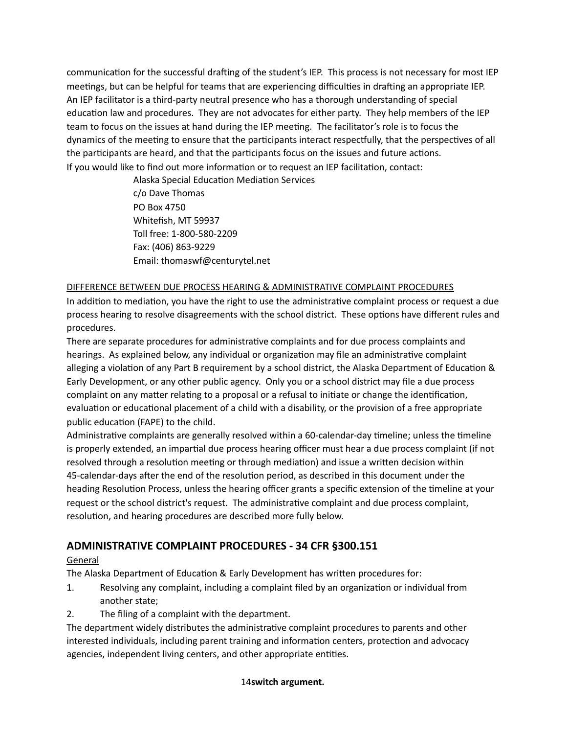communication for the successful drafting of the student's IEP. This process is not necessary for most IEP meetings, but can be helpful for teams that are experiencing difficulties in drafting an appropriate IEP. An IEP facilitator is a third-party neutral presence who has a thorough understanding of special education law and procedures. They are not advocates for either party. They help members of the IEP team to focus on the issues at hand during the IEP meeting. The facilitator's role is to focus the dynamics of the meeting to ensure that the participants interact respectfully, that the perspectives of all the participants are heard, and that the participants focus on the issues and future actions.

If you would like to find out more information or to request an IEP facilitation, contact:

> Alaska Special Education Mediation Services
> c/o Dave Thomas
> PO Box 4750
> Whitefish, MT 59937
> Toll free: 1-800-580-2209
> Fax: (406) 863-9229
> Email: thomaswf@centurytel.net

<u>DIFFERENCE BETWEEN DUE PROCESS HEARING & ADMINISTRATIVE COMPLAINT PROCEDURES</u>

In addition to mediation, you have the right to use the administrative complaint process or request a due process hearing to resolve disagreements with the school district. These options have different rules and procedures.

There are separate procedures for administrative complaints and for due process complaints and hearings. As explained below, any individual or organization may file an administrative complaint alleging a violation of any Part B requirement by a school district, the Alaska Department of Education & Early Development, or any other public agency. Only you or a school district may file a due process complaint on any matter relating to a proposal or a refusal to initiate or change the identification, evaluation or educational placement of a child with a disability, or the provision of a free appropriate public education (FAPE) to the child.

Administrative complaints are generally resolved within a 60-calendar-day timeline; unless the timeline is properly extended, an impartial due process hearing officer must hear a due process complaint (if not resolved through a resolution meeting or through mediation) and issue a written decision within 45-calendar-days after the end of the resolution period, as described in this document under the heading Resolution Process, unless the hearing officer grants a specific extension of the timeline at your request or the school district's request. The administrative complaint and due process complaint, resolution, and hearing procedures are described more fully below.

## ADMINISTRATIVE COMPLAINT PROCEDURES - 34 CFR §300.151

<u>General</u>

The Alaska Department of Education & Early Development has written procedures for:

1. Resolving any complaint, including a complaint filed by an organization or individual from another state;
2. The filing of a complaint with the department.

The department widely distributes the administrative complaint procedures to parents and other interested individuals, including parent training and information centers, protection and advocacy agencies, independent living centers, and other appropriate entities.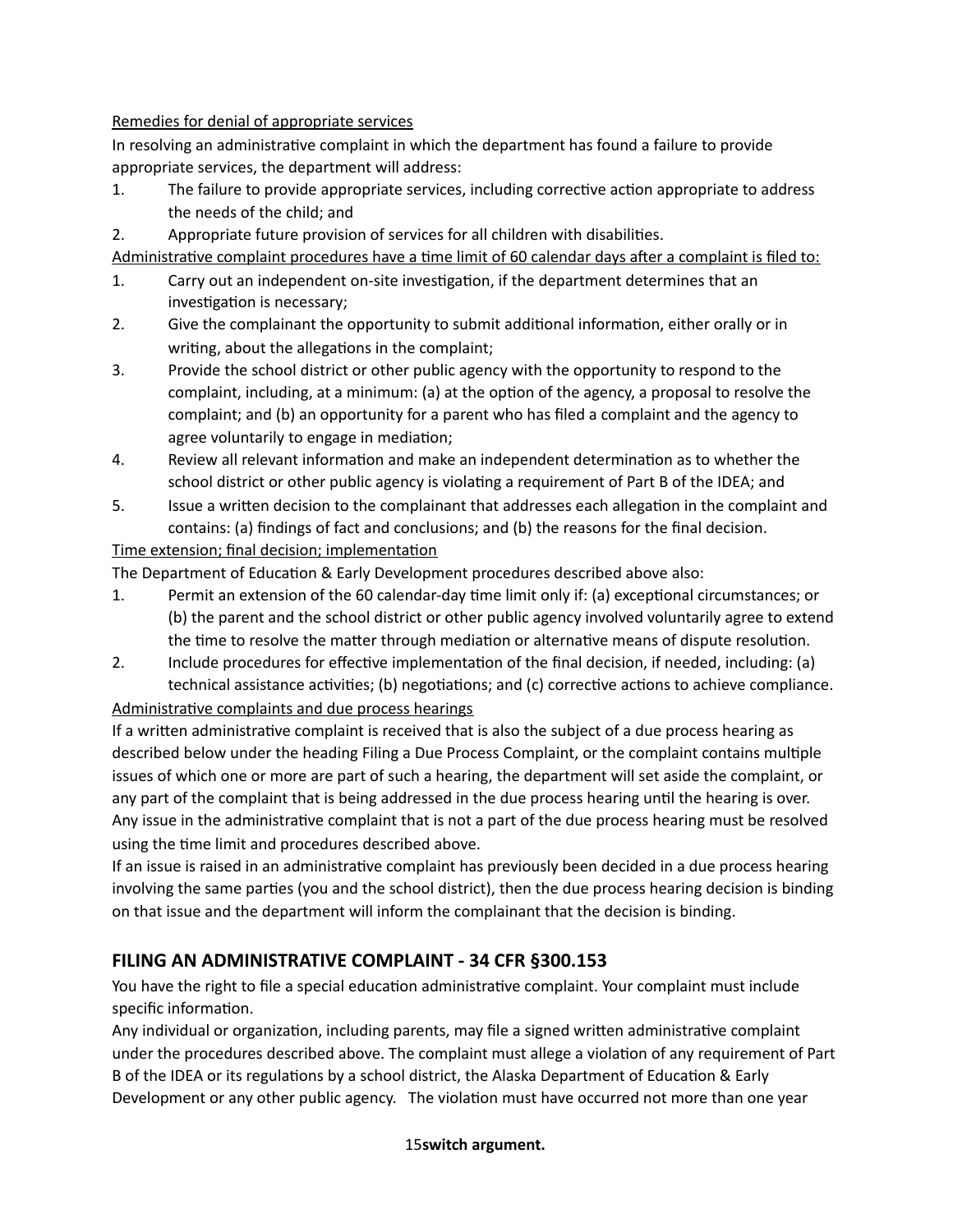**Remedies for denial of appropriate services**

In resolving an administrative complaint in which the department has found a failure to provide appropriate services, the department will address:

1. The failure to provide appropriate services, including corrective action appropriate to address the needs of the child; and
2. Appropriate future provision of services for all children with disabilities.

**Administrative complaint procedures have a time limit of 60 calendar days after a complaint is filed to:**

1. Carry out an independent on-site investigation, if the department determines that an investigation is necessary;
2. Give the complainant the opportunity to submit additional information, either orally or in writing, about the allegations in the complaint;
3. Provide the school district or other public agency with the opportunity to respond to the complaint, including, at a minimum: (a) at the option of the agency, a proposal to resolve the complaint; and (b) an opportunity for a parent who has filed a complaint and the agency to agree voluntarily to engage in mediation;
4. Review all relevant information and make an independent determination as to whether the school district or other public agency is violating a requirement of Part B of the IDEA; and
5. Issue a written decision to the complainant that addresses each allegation in the complaint and contains: (a) findings of fact and conclusions; and (b) the reasons for the final decision.

**Time extension; final decision; implementation**

The Department of Education & Early Development procedures described above also:

1. Permit an extension of the 60 calendar-day time limit only if: (a) exceptional circumstances; or (b) the parent and the school district or other public agency involved voluntarily agree to extend the time to resolve the matter through mediation or alternative means of dispute resolution.
2. Include procedures for effective implementation of the final decision, if needed, including: (a) technical assistance activities; (b) negotiations; and (c) corrective actions to achieve compliance.

**Administrative complaints and due process hearings**

If a written administrative complaint is received that is also the subject of a due process hearing as described below under the heading Filing a Due Process Complaint, or the complaint contains multiple issues of which one or more are part of such a hearing, the department will set aside the complaint, or any part of the complaint that is being addressed in the due process hearing until the hearing is over. Any issue in the administrative complaint that is not a part of the due process hearing must be resolved using the time limit and procedures described above.

If an issue is raised in an administrative complaint has previously been decided in a due process hearing involving the same parties (you and the school district), then the due process hearing decision is binding on that issue and the department will inform the complainant that the decision is binding.

## FILING AN ADMINISTRATIVE COMPLAINT - 34 CFR §300.153

You have the right to file a special education administrative complaint. Your complaint must include specific information.

Any individual or organization, including parents, may file a signed written administrative complaint under the procedures described above. The complaint must allege a violation of any requirement of Part B of the IDEA or its regulations by a school district, the Alaska Department of Education & Early Development or any other public agency. The violation must have occurred not more than one year

**switch argument.**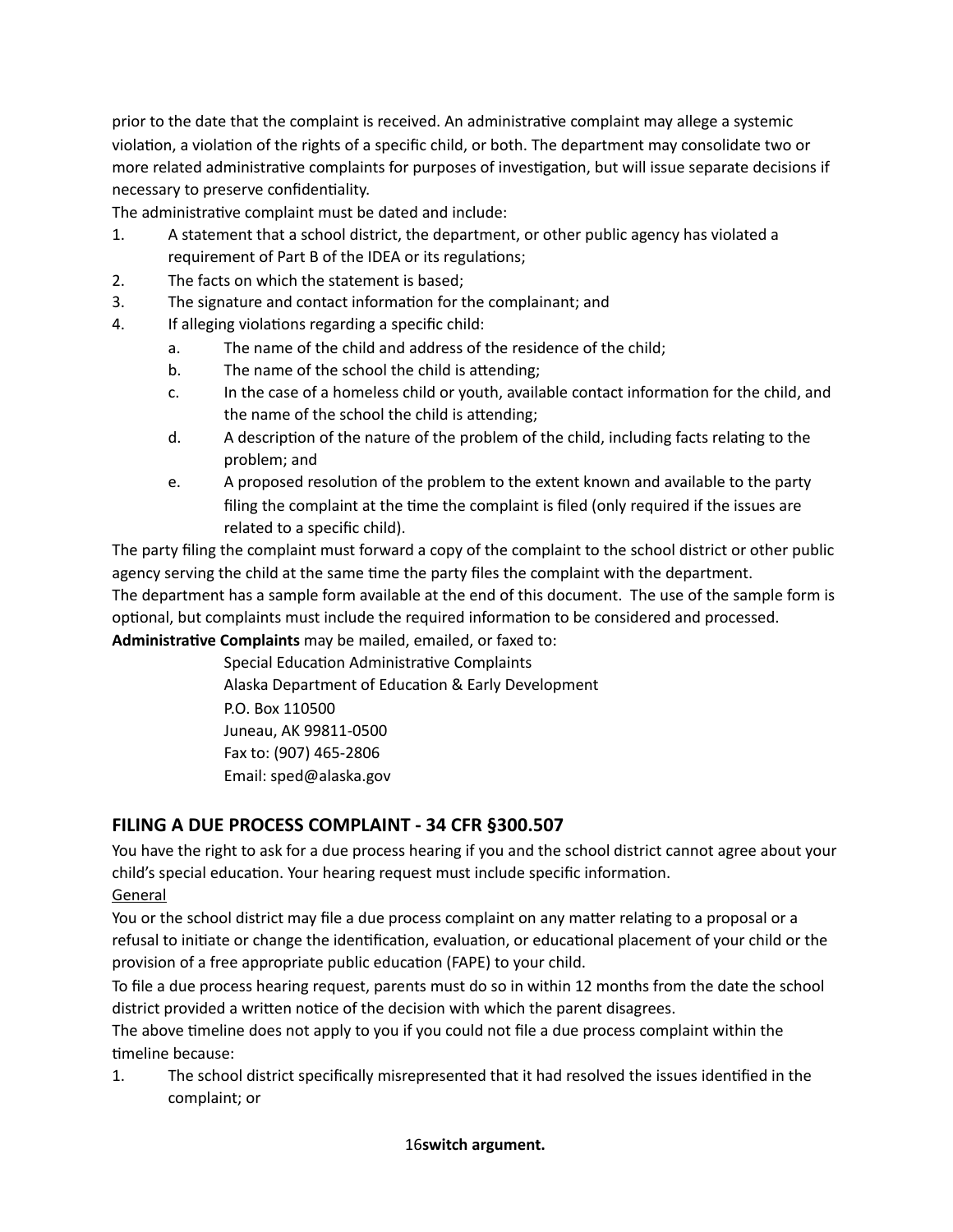prior to the date that the complaint is received. An administrative complaint may allege a systemic violation, a violation of the rights of a specific child, or both. The department may consolidate two or more related administrative complaints for purposes of investigation, but will issue separate decisions if necessary to preserve confidentiality.

The administrative complaint must be dated and include:

1. A statement that a school district, the department, or other public agency has violated a requirement of Part B of the IDEA or its regulations;
2. The facts on which the statement is based;
3. The signature and contact information for the complainant; and
4. If alleging violations regarding a specific child:
   a. The name of the child and address of the residence of the child;
   b. The name of the school the child is attending;
   c. In the case of a homeless child or youth, available contact information for the child, and the name of the school the child is attending;
   d. A description of the nature of the problem of the child, including facts relating to the problem; and
   e. A proposed resolution of the problem to the extent known and available to the party filing the complaint at the time the complaint is filed (only required if the issues are related to a specific child).

The party filing the complaint must forward a copy of the complaint to the school district or other public agency serving the child at the same time the party files the complaint with the department.

The department has a sample form available at the end of this document. The use of the sample form is optional, but complaints must include the required information to be considered and processed.

**Administrative Complaints** may be mailed, emailed, or faxed to:

> Special Education Administrative Complaints
> Alaska Department of Education & Early Development
> P.O. Box 110500
> Juneau, AK 99811-0500
> Fax to: (907) 465-2806
> Email: sped@alaska.gov

## FILING A DUE PROCESS COMPLAINT - 34 CFR §300.507

You have the right to ask for a due process hearing if you and the school district cannot agree about your child's special education. Your hearing request must include specific information.

General

You or the school district may file a due process complaint on any matter relating to a proposal or a refusal to initiate or change the identification, evaluation, or educational placement of your child or the provision of a free appropriate public education (FAPE) to your child.

To file a due process hearing request, parents must do so in within 12 months from the date the school district provided a written notice of the decision with which the parent disagrees.

The above timeline does not apply to you if you could not file a due process complaint within the timeline because:

1. The school district specifically misrepresented that it had resolved the issues identified in the complaint; or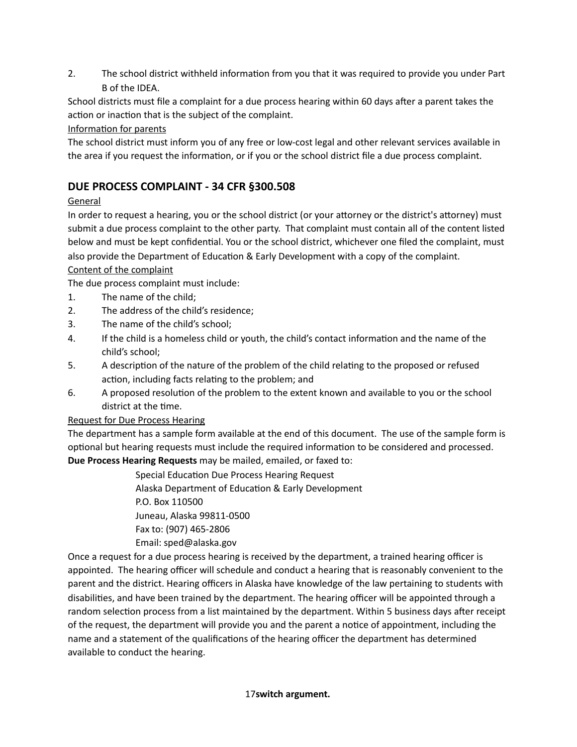2. The school district withheld information from you that it was required to provide you under Part B of the IDEA.

School districts must file a complaint for a due process hearing within 60 days after a parent takes the action or inaction that is the subject of the complaint.

Information for parents

The school district must inform you of any free or low-cost legal and other relevant services available in the area if you request the information, or if you or the school district file a due process complaint.

## DUE PROCESS COMPLAINT - 34 CFR §300.508

General

In order to request a hearing, you or the school district (or your attorney or the district's attorney) must submit a due process complaint to the other party. That complaint must contain all of the content listed below and must be kept confidential. You or the school district, whichever one filed the complaint, must also provide the Department of Education & Early Development with a copy of the complaint.

Content of the complaint

The due process complaint must include:

1. The name of the child;
2. The address of the child's residence;
3. The name of the child's school;
4. If the child is a homeless child or youth, the child's contact information and the name of the child's school;
5. A description of the nature of the problem of the child relating to the proposed or refused action, including facts relating to the problem; and
6. A proposed resolution of the problem to the extent known and available to you or the school district at the time.

Request for Due Process Hearing

The department has a sample form available at the end of this document. The use of the sample form is optional but hearing requests must include the required information to be considered and processed.

**Due Process Hearing Requests** may be mailed, emailed, or faxed to:

Special Education Due Process Hearing Request
Alaska Department of Education & Early Development
P.O. Box 110500
Juneau, Alaska 99811-0500
Fax to: (907) 465-2806
Email: sped@alaska.gov

Once a request for a due process hearing is received by the department, a trained hearing officer is appointed. The hearing officer will schedule and conduct a hearing that is reasonably convenient to the parent and the district. Hearing officers in Alaska have knowledge of the law pertaining to students with disabilities, and have been trained by the department. The hearing officer will be appointed through a random selection process from a list maintained by the department. Within 5 business days after receipt of the request, the department will provide you and the parent a notice of appointment, including the name and a statement of the qualifications of the hearing officer the department has determined available to conduct the hearing.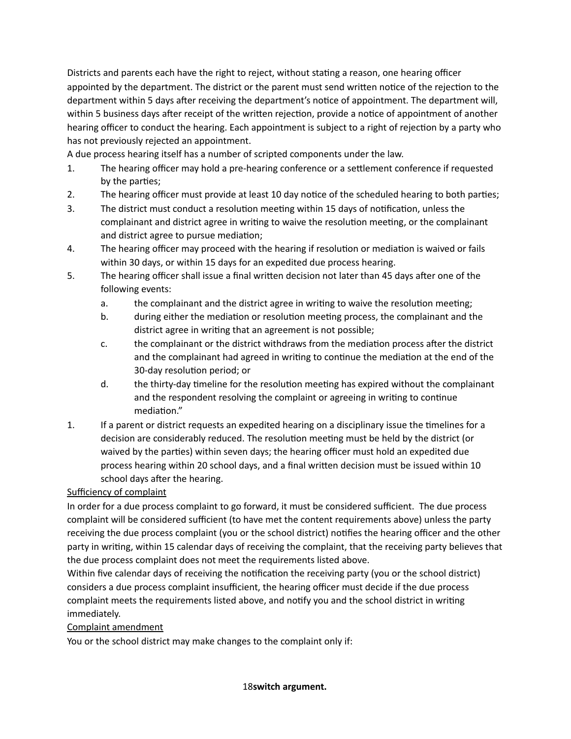Districts and parents each have the right to reject, without stating a reason, one hearing officer appointed by the department. The district or the parent must send written notice of the rejection to the department within 5 days after receiving the department's notice of appointment. The department will, within 5 business days after receipt of the written rejection, provide a notice of appointment of another hearing officer to conduct the hearing. Each appointment is subject to a right of rejection by a party who has not previously rejected an appointment.

A due process hearing itself has a number of scripted components under the law.

1. The hearing officer may hold a pre-hearing conference or a settlement conference if requested by the parties;
2. The hearing officer must provide at least 10 day notice of the scheduled hearing to both parties;
3. The district must conduct a resolution meeting within 15 days of notification, unless the complainant and district agree in writing to waive the resolution meeting, or the complainant and district agree to pursue mediation;
4. The hearing officer may proceed with the hearing if resolution or mediation is waived or fails within 30 days, or within 15 days for an expedited due process hearing.
5. The hearing officer shall issue a final written decision not later than 45 days after one of the following events:
    a. the complainant and the district agree in writing to waive the resolution meeting;
    b. during either the mediation or resolution meeting process, the complainant and the district agree in writing that an agreement is not possible;
    c. the complainant or the district withdraws from the mediation process after the district and the complainant had agreed in writing to continue the mediation at the end of the 30-day resolution period; or
    d. the thirty-day timeline for the resolution meeting has expired without the complainant and the respondent resolving the complaint or agreeing in writing to continue mediation."

1. If a parent or district requests an expedited hearing on a disciplinary issue the timelines for a decision are considerably reduced. The resolution meeting must be held by the district (or waived by the parties) within seven days; the hearing officer must hold an expedited due process hearing within 20 school days, and a final written decision must be issued within 10 school days after the hearing.

<u>Sufficiency of complaint</u>

In order for a due process complaint to go forward, it must be considered sufficient. The due process complaint will be considered sufficient (to have met the content requirements above) unless the party receiving the due process complaint (you or the school district) notifies the hearing officer and the other party in writing, within 15 calendar days of receiving the complaint, that the receiving party believes that the due process complaint does not meet the requirements listed above.

Within five calendar days of receiving the notification the receiving party (you or the school district) considers a due process complaint insufficient, the hearing officer must decide if the due process complaint meets the requirements listed above, and notify you and the school district in writing immediately.

<u>Complaint amendment</u>

You or the school district may make changes to the complaint only if: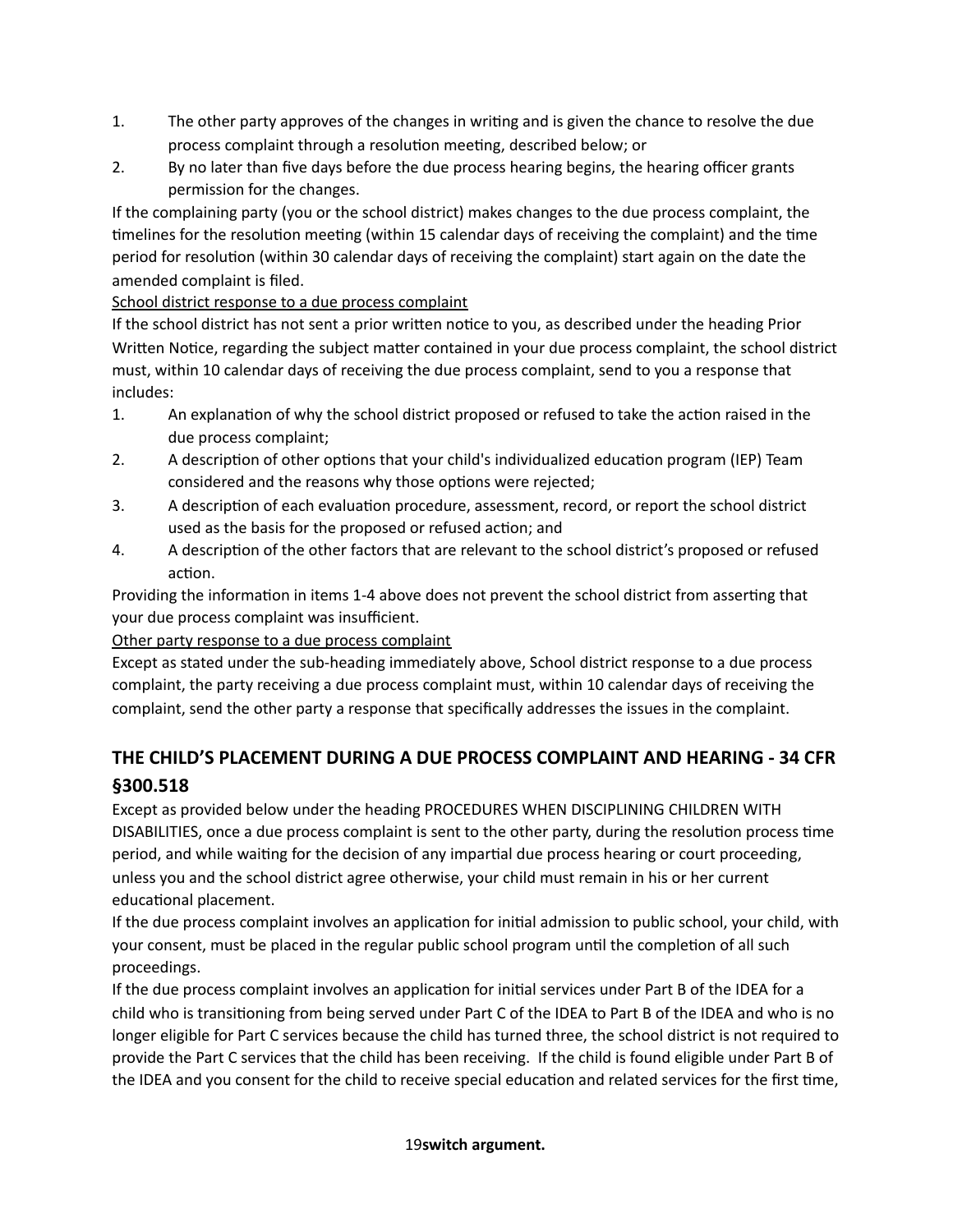1. The other party approves of the changes in writing and is given the chance to resolve the due process complaint through a resolution meeting, described below; or
2. By no later than five days before the due process hearing begins, the hearing officer grants permission for the changes.

If the complaining party (you or the school district) makes changes to the due process complaint, the timelines for the resolution meeting (within 15 calendar days of receiving the complaint) and the time period for resolution (within 30 calendar days of receiving the complaint) start again on the date the amended complaint is filed.

<u>School district response to a due process complaint</u>

If the school district has not sent a prior written notice to you, as described under the heading Prior Written Notice, regarding the subject matter contained in your due process complaint, the school district must, within 10 calendar days of receiving the due process complaint, send to you a response that includes:

1. An explanation of why the school district proposed or refused to take the action raised in the due process complaint;
2. A description of other options that your child's individualized education program (IEP) Team considered and the reasons why those options were rejected;
3. A description of each evaluation procedure, assessment, record, or report the school district used as the basis for the proposed or refused action; and
4. A description of the other factors that are relevant to the school district's proposed or refused action.

Providing the information in items 1-4 above does not prevent the school district from asserting that your due process complaint was insufficient.

<u>Other party response to a due process complaint</u>

Except as stated under the sub-heading immediately above, School district response to a due process complaint, the party receiving a due process complaint must, within 10 calendar days of receiving the complaint, send the other party a response that specifically addresses the issues in the complaint.

## THE CHILD'S PLACEMENT DURING A DUE PROCESS COMPLAINT AND HEARING - 34 CFR §300.518

Except as provided below under the heading PROCEDURES WHEN DISCIPLINING CHILDREN WITH DISABILITIES, once a due process complaint is sent to the other party, during the resolution process time period, and while waiting for the decision of any impartial due process hearing or court proceeding, unless you and the school district agree otherwise, your child must remain in his or her current educational placement.

If the due process complaint involves an application for initial admission to public school, your child, with your consent, must be placed in the regular public school program until the completion of all such proceedings.

If the due process complaint involves an application for initial services under Part B of the IDEA for a child who is transitioning from being served under Part C of the IDEA to Part B of the IDEA and who is no longer eligible for Part C services because the child has turned three, the school district is not required to provide the Part C services that the child has been receiving. If the child is found eligible under Part B of the IDEA and you consent for the child to receive special education and related services for the first time,

**switch argument.**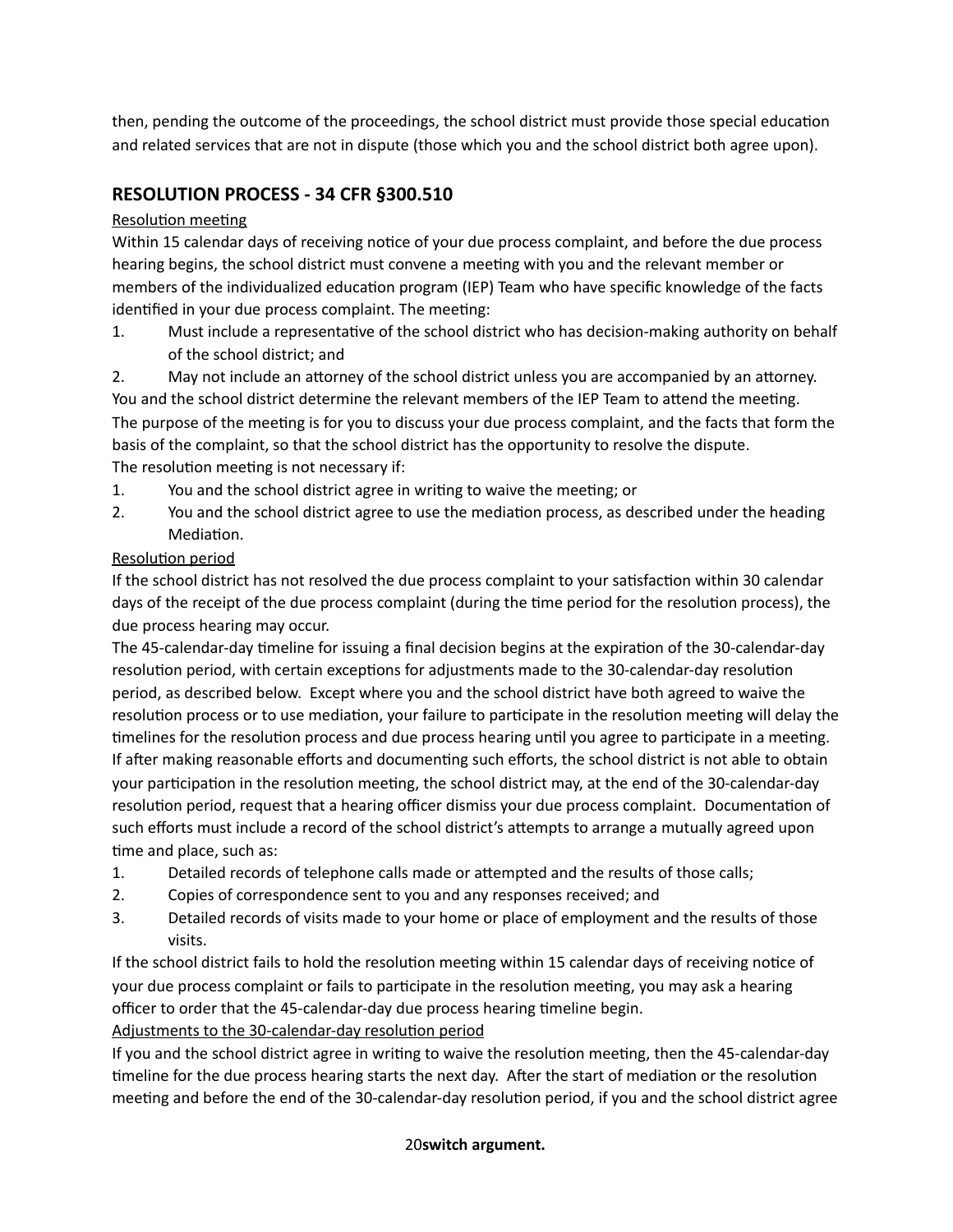then, pending the outcome of the proceedings, the school district must provide those special education and related services that are not in dispute (those which you and the school district both agree upon).

## RESOLUTION PROCESS - 34 CFR §300.510

Resolution meeting

Within 15 calendar days of receiving notice of your due process complaint, and before the due process hearing begins, the school district must convene a meeting with you and the relevant member or members of the individualized education program (IEP) Team who have specific knowledge of the facts identified in your due process complaint. The meeting:

1. Must include a representative of the school district who has decision-making authority on behalf of the school district; and
2. May not include an attorney of the school district unless you are accompanied by an attorney.

You and the school district determine the relevant members of the IEP Team to attend the meeting.

The purpose of the meeting is for you to discuss your due process complaint, and the facts that form the basis of the complaint, so that the school district has the opportunity to resolve the dispute.

The resolution meeting is not necessary if:

1. You and the school district agree in writing to waive the meeting; or
2. You and the school district agree to use the mediation process, as described under the heading Mediation.

Resolution period

If the school district has not resolved the due process complaint to your satisfaction within 30 calendar days of the receipt of the due process complaint (during the time period for the resolution process), the due process hearing may occur.

The 45-calendar-day timeline for issuing a final decision begins at the expiration of the 30-calendar-day resolution period, with certain exceptions for adjustments made to the 30-calendar-day resolution period, as described below. Except where you and the school district have both agreed to waive the resolution process or to use mediation, your failure to participate in the resolution meeting will delay the timelines for the resolution process and due process hearing until you agree to participate in a meeting.

If after making reasonable efforts and documenting such efforts, the school district is not able to obtain your participation in the resolution meeting, the school district may, at the end of the 30-calendar-day resolution period, request that a hearing officer dismiss your due process complaint. Documentation of such efforts must include a record of the school district's attempts to arrange a mutually agreed upon time and place, such as:

1. Detailed records of telephone calls made or attempted and the results of those calls;
2. Copies of correspondence sent to you and any responses received; and
3. Detailed records of visits made to your home or place of employment and the results of those visits.

If the school district fails to hold the resolution meeting within 15 calendar days of receiving notice of your due process complaint or fails to participate in the resolution meeting, you may ask a hearing officer to order that the 45-calendar-day due process hearing timeline begin.

Adjustments to the 30-calendar-day resolution period

If you and the school district agree in writing to waive the resolution meeting, then the 45-calendar-day timeline for the due process hearing starts the next day. After the start of mediation or the resolution meeting and before the end of the 30-calendar-day resolution period, if you and the school district agree

**switch argument.**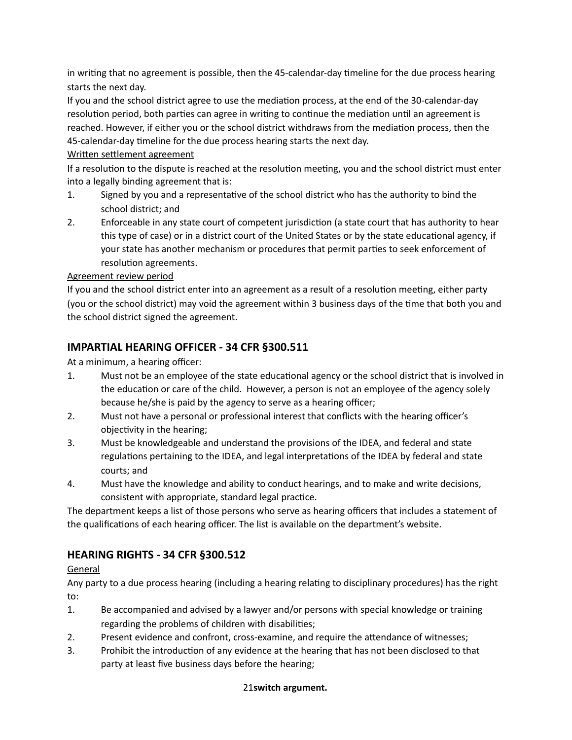in writing that no agreement is possible, then the 45-calendar-day timeline for the due process hearing starts the next day.

If you and the school district agree to use the mediation process, at the end of the 30-calendar-day resolution period, both parties can agree in writing to continue the mediation until an agreement is reached. However, if either you or the school district withdraws from the mediation process, then the 45-calendar-day timeline for the due process hearing starts the next day.

<u>Written settlement agreement</u>

If a resolution to the dispute is reached at the resolution meeting, you and the school district must enter into a legally binding agreement that is:

1. Signed by you and a representative of the school district who has the authority to bind the school district; and
2. Enforceable in any state court of competent jurisdiction (a state court that has authority to hear this type of case) or in a district court of the United States or by the state educational agency, if your state has another mechanism or procedures that permit parties to seek enforcement of resolution agreements.

<u>Agreement review period</u>

If you and the school district enter into an agreement as a result of a resolution meeting, either party (you or the school district) may void the agreement within 3 business days of the time that both you and the school district signed the agreement.

## IMPARTIAL HEARING OFFICER - 34 CFR §300.511

At a minimum, a hearing officer:

1. Must not be an employee of the state educational agency or the school district that is involved in the education or care of the child. However, a person is not an employee of the agency solely because he/she is paid by the agency to serve as a hearing officer;
2. Must not have a personal or professional interest that conflicts with the hearing officer's objectivity in the hearing;
3. Must be knowledgeable and understand the provisions of the IDEA, and federal and state regulations pertaining to the IDEA, and legal interpretations of the IDEA by federal and state courts; and
4. Must have the knowledge and ability to conduct hearings, and to make and write decisions, consistent with appropriate, standard legal practice.

The department keeps a list of those persons who serve as hearing officers that includes a statement of the qualifications of each hearing officer. The list is available on the department's website.

## HEARING RIGHTS - 34 CFR §300.512

<u>General</u>

Any party to a due process hearing (including a hearing relating to disciplinary procedures) has the right to:

1. Be accompanied and advised by a lawyer and/or persons with special knowledge or training regarding the problems of children with disabilities;
2. Present evidence and confront, cross-examine, and require the attendance of witnesses;
3. Prohibit the introduction of any evidence at the hearing that has not been disclosed to that party at least five business days before the hearing;

**switch argument.**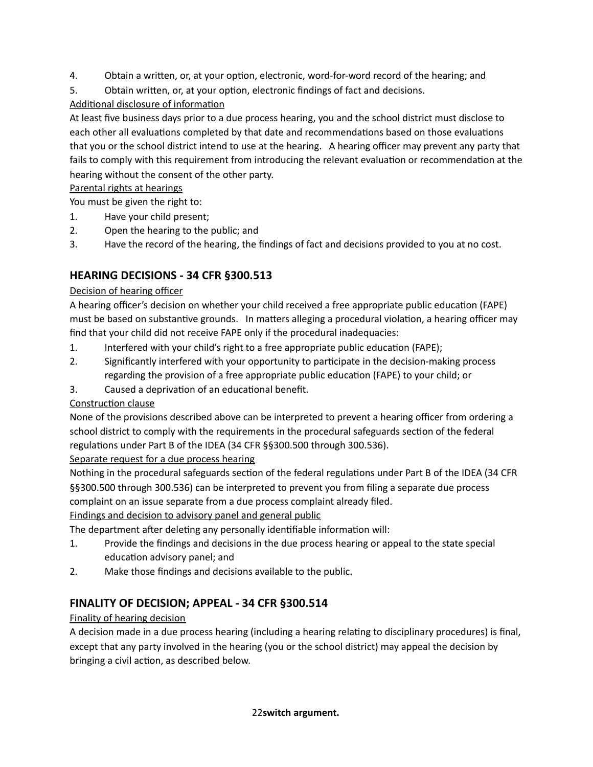4. Obtain a written, or, at your option, electronic, word-for-word record of the hearing; and
5. Obtain written, or, at your option, electronic findings of fact and decisions.

<u>Additional disclosure of information</u>

At least five business days prior to a due process hearing, you and the school district must disclose to each other all evaluations completed by that date and recommendations based on those evaluations that you or the school district intend to use at the hearing. A hearing officer may prevent any party that fails to comply with this requirement from introducing the relevant evaluation or recommendation at the hearing without the consent of the other party.

<u>Parental rights at hearings</u>

You must be given the right to:

1. Have your child present;
2. Open the hearing to the public; and
3. Have the record of the hearing, the findings of fact and decisions provided to you at no cost.

## HEARING DECISIONS - 34 CFR §300.513

<u>Decision of hearing officer</u>

A hearing officer's decision on whether your child received a free appropriate public education (FAPE) must be based on substantive grounds. In matters alleging a procedural violation, a hearing officer may find that your child did not receive FAPE only if the procedural inadequacies:

1. Interfered with your child's right to a free appropriate public education (FAPE);
2. Significantly interfered with your opportunity to participate in the decision-making process regarding the provision of a free appropriate public education (FAPE) to your child; or
3. Caused a deprivation of an educational benefit.

<u>Construction clause</u>

None of the provisions described above can be interpreted to prevent a hearing officer from ordering a school district to comply with the requirements in the procedural safeguards section of the federal regulations under Part B of the IDEA (34 CFR §§300.500 through 300.536).

<u>Separate request for a due process hearing</u>

Nothing in the procedural safeguards section of the federal regulations under Part B of the IDEA (34 CFR §§300.500 through 300.536) can be interpreted to prevent you from filing a separate due process complaint on an issue separate from a due process complaint already filed.

<u>Findings and decision to advisory panel and general public</u>

The department after deleting any personally identifiable information will:

1. Provide the findings and decisions in the due process hearing or appeal to the state special education advisory panel; and
2. Make those findings and decisions available to the public.

## FINALITY OF DECISION; APPEAL - 34 CFR §300.514

<u>Finality of hearing decision</u>

A decision made in a due process hearing (including a hearing relating to disciplinary procedures) is final, except that any party involved in the hearing (you or the school district) may appeal the decision by bringing a civil action, as described below.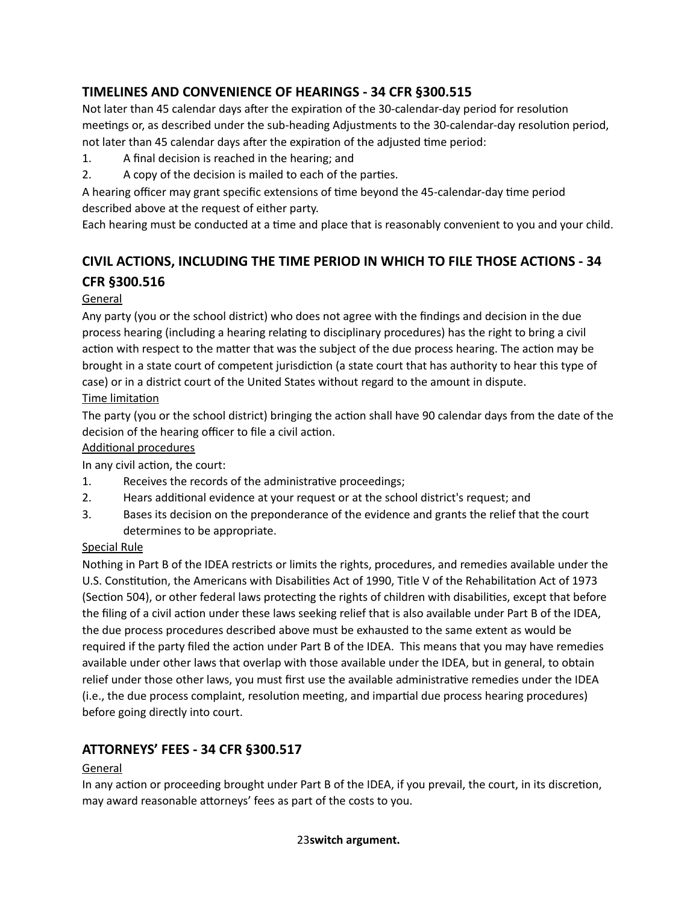## TIMELINES AND CONVENIENCE OF HEARINGS - 34 CFR §300.515

Not later than 45 calendar days after the expiration of the 30-calendar-day period for resolution meetings or, as described under the sub-heading Adjustments to the 30-calendar-day resolution period, not later than 45 calendar days after the expiration of the adjusted time period:

1. A final decision is reached in the hearing; and
2. A copy of the decision is mailed to each of the parties.

A hearing officer may grant specific extensions of time beyond the 45-calendar-day time period described above at the request of either party.

Each hearing must be conducted at a time and place that is reasonably convenient to you and your child.

## CIVIL ACTIONS, INCLUDING THE TIME PERIOD IN WHICH TO FILE THOSE ACTIONS - 34 CFR §300.516

General

Any party (you or the school district) who does not agree with the findings and decision in the due process hearing (including a hearing relating to disciplinary procedures) has the right to bring a civil action with respect to the matter that was the subject of the due process hearing. The action may be brought in a state court of competent jurisdiction (a state court that has authority to hear this type of case) or in a district court of the United States without regard to the amount in dispute.

Time limitation

The party (you or the school district) bringing the action shall have 90 calendar days from the date of the decision of the hearing officer to file a civil action.

Additional procedures

In any civil action, the court:

1. Receives the records of the administrative proceedings;
2. Hears additional evidence at your request or at the school district's request; and
3. Bases its decision on the preponderance of the evidence and grants the relief that the court determines to be appropriate.

Special Rule

Nothing in Part B of the IDEA restricts or limits the rights, procedures, and remedies available under the U.S. Constitution, the Americans with Disabilities Act of 1990, Title V of the Rehabilitation Act of 1973 (Section 504), or other federal laws protecting the rights of children with disabilities, except that before the filing of a civil action under these laws seeking relief that is also available under Part B of the IDEA, the due process procedures described above must be exhausted to the same extent as would be required if the party filed the action under Part B of the IDEA. This means that you may have remedies available under other laws that overlap with those available under the IDEA, but in general, to obtain relief under those other laws, you must first use the available administrative remedies under the IDEA (i.e., the due process complaint, resolution meeting, and impartial due process hearing procedures) before going directly into court.

## ATTORNEYS' FEES - 34 CFR §300.517

General

In any action or proceeding brought under Part B of the IDEA, if you prevail, the court, in its discretion, may award reasonable attorneys' fees as part of the costs to you.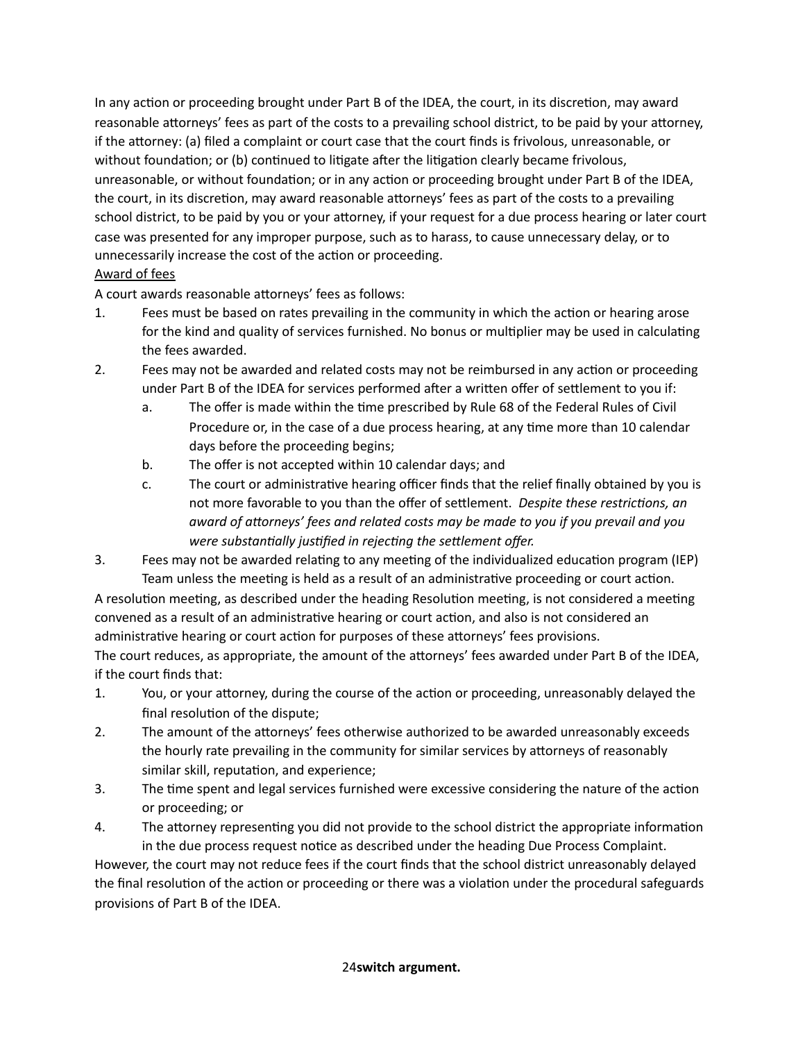In any action or proceeding brought under Part B of the IDEA, the court, in its discretion, may award reasonable attorneys' fees as part of the costs to a prevailing school district, to be paid by your attorney, if the attorney: (a) filed a complaint or court case that the court finds is frivolous, unreasonable, or without foundation; or (b) continued to litigate after the litigation clearly became frivolous, unreasonable, or without foundation; or in any action or proceeding brought under Part B of the IDEA, the court, in its discretion, may award reasonable attorneys' fees as part of the costs to a prevailing school district, to be paid by you or your attorney, if your request for a due process hearing or later court case was presented for any improper purpose, such as to harass, to cause unnecessary delay, or to unnecessarily increase the cost of the action or proceeding.

<u>Award of fees</u>

A court awards reasonable attorneys' fees as follows:

1. Fees must be based on rates prevailing in the community in which the action or hearing arose for the kind and quality of services furnished. No bonus or multiplier may be used in calculating the fees awarded.
2. Fees may not be awarded and related costs may not be reimbursed in any action or proceeding under Part B of the IDEA for services performed after a written offer of settlement to you if:
    a. The offer is made within the time prescribed by Rule 68 of the Federal Rules of Civil Procedure or, in the case of a due process hearing, at any time more than 10 calendar days before the proceeding begins;
    b. The offer is not accepted within 10 calendar days; and
    c. The court or administrative hearing officer finds that the relief finally obtained by you is not more favorable to you than the offer of settlement. *Despite these restrictions, an award of attorneys' fees and related costs may be made to you if you prevail and you were substantially justified in rejecting the settlement offer.*
3. Fees may not be awarded relating to any meeting of the individualized education program (IEP) Team unless the meeting is held as a result of an administrative proceeding or court action.

A resolution meeting, as described under the heading Resolution meeting, is not considered a meeting convened as a result of an administrative hearing or court action, and also is not considered an administrative hearing or court action for purposes of these attorneys' fees provisions.

The court reduces, as appropriate, the amount of the attorneys' fees awarded under Part B of the IDEA, if the court finds that:

1. You, or your attorney, during the course of the action or proceeding, unreasonably delayed the final resolution of the dispute;
2. The amount of the attorneys' fees otherwise authorized to be awarded unreasonably exceeds the hourly rate prevailing in the community for similar services by attorneys of reasonably similar skill, reputation, and experience;
3. The time spent and legal services furnished were excessive considering the nature of the action or proceeding; or
4. The attorney representing you did not provide to the school district the appropriate information in the due process request notice as described under the heading Due Process Complaint.

However, the court may not reduce fees if the court finds that the school district unreasonably delayed the final resolution of the action or proceeding or there was a violation under the procedural safeguards provisions of Part B of the IDEA.

**switch argument.**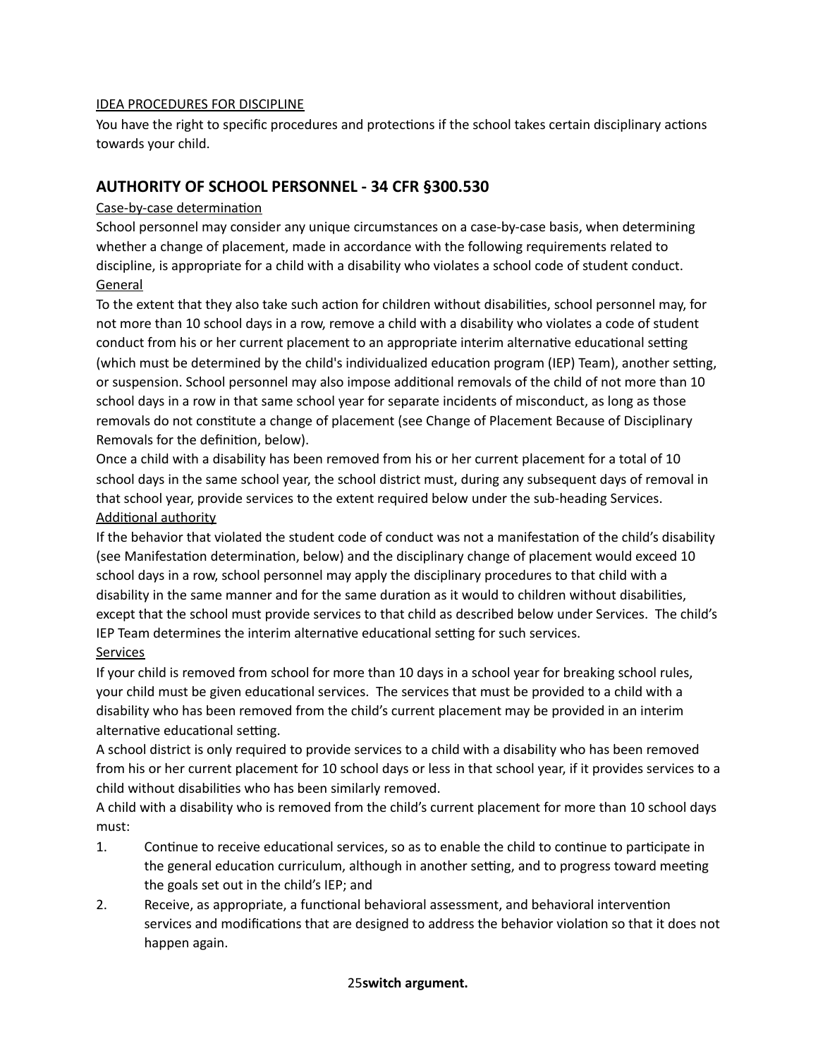IDEA PROCEDURES FOR DISCIPLINE

You have the right to specific procedures and protections if the school takes certain disciplinary actions towards your child.

## AUTHORITY OF SCHOOL PERSONNEL - 34 CFR §300.530

Case-by-case determination

School personnel may consider any unique circumstances on a case-by-case basis, when determining whether a change of placement, made in accordance with the following requirements related to discipline, is appropriate for a child with a disability who violates a school code of student conduct.

General

To the extent that they also take such action for children without disabilities, school personnel may, for not more than 10 school days in a row, remove a child with a disability who violates a code of student conduct from his or her current placement to an appropriate interim alternative educational setting (which must be determined by the child's individualized education program (IEP) Team), another setting, or suspension. School personnel may also impose additional removals of the child of not more than 10 school days in a row in that same school year for separate incidents of misconduct, as long as those removals do not constitute a change of placement (see Change of Placement Because of Disciplinary Removals for the definition, below).

Once a child with a disability has been removed from his or her current placement for a total of 10 school days in the same school year, the school district must, during any subsequent days of removal in that school year, provide services to the extent required below under the sub-heading Services.

Additional authority

If the behavior that violated the student code of conduct was not a manifestation of the child's disability (see Manifestation determination, below) and the disciplinary change of placement would exceed 10 school days in a row, school personnel may apply the disciplinary procedures to that child with a disability in the same manner and for the same duration as it would to children without disabilities, except that the school must provide services to that child as described below under Services. The child's IEP Team determines the interim alternative educational setting for such services.

Services

If your child is removed from school for more than 10 days in a school year for breaking school rules, your child must be given educational services. The services that must be provided to a child with a disability who has been removed from the child's current placement may be provided in an interim alternative educational setting.

A school district is only required to provide services to a child with a disability who has been removed from his or her current placement for 10 school days or less in that school year, if it provides services to a child without disabilities who has been similarly removed.

A child with a disability who is removed from the child's current placement for more than 10 school days must:

1. Continue to receive educational services, so as to enable the child to continue to participate in the general education curriculum, although in another setting, and to progress toward meeting the goals set out in the child's IEP; and
2. Receive, as appropriate, a functional behavioral assessment, and behavioral intervention services and modifications that are designed to address the behavior violation so that it does not happen again.

**switch argument.**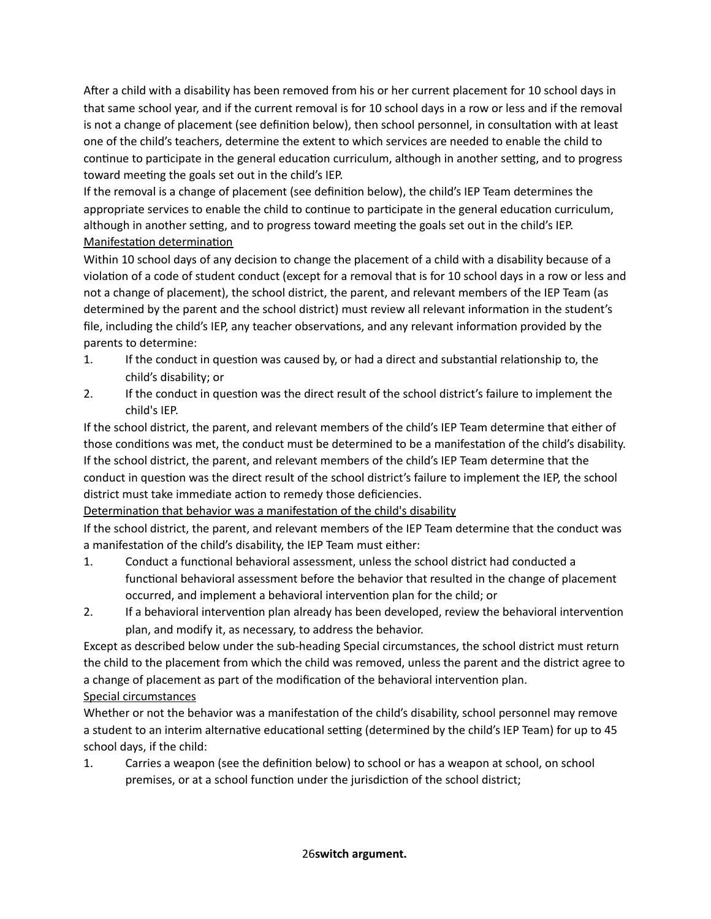After a child with a disability has been removed from his or her current placement for 10 school days in that same school year, and if the current removal is for 10 school days in a row or less and if the removal is not a change of placement (see definition below), then school personnel, in consultation with at least one of the child's teachers, determine the extent to which services are needed to enable the child to continue to participate in the general education curriculum, although in another setting, and to progress toward meeting the goals set out in the child's IEP.

If the removal is a change of placement (see definition below), the child's IEP Team determines the appropriate services to enable the child to continue to participate in the general education curriculum, although in another setting, and to progress toward meeting the goals set out in the child's IEP.

### Manifestation determination

Within 10 school days of any decision to change the placement of a child with a disability because of a violation of a code of student conduct (except for a removal that is for 10 school days in a row or less and not a change of placement), the school district, the parent, and relevant members of the IEP Team (as determined by the parent and the school district) must review all relevant information in the student's file, including the child's IEP, any teacher observations, and any relevant information provided by the parents to determine:

1. If the conduct in question was caused by, or had a direct and substantial relationship to, the child's disability; or
2. If the conduct in question was the direct result of the school district's failure to implement the child's IEP.

If the school district, the parent, and relevant members of the child's IEP Team determine that either of those conditions was met, the conduct must be determined to be a manifestation of the child's disability.

If the school district, the parent, and relevant members of the child's IEP Team determine that the conduct in question was the direct result of the school district's failure to implement the IEP, the school district must take immediate action to remedy those deficiencies.

### Determination that behavior was a manifestation of the child's disability

If the school district, the parent, and relevant members of the IEP Team determine that the conduct was a manifestation of the child's disability, the IEP Team must either:

1. Conduct a functional behavioral assessment, unless the school district had conducted a functional behavioral assessment before the behavior that resulted in the change of placement occurred, and implement a behavioral intervention plan for the child; or
2. If a behavioral intervention plan already has been developed, review the behavioral intervention plan, and modify it, as necessary, to address the behavior.

Except as described below under the sub-heading Special circumstances, the school district must return the child to the placement from which the child was removed, unless the parent and the district agree to a change of placement as part of the modification of the behavioral intervention plan.

### Special circumstances

Whether or not the behavior was a manifestation of the child's disability, school personnel may remove a student to an interim alternative educational setting (determined by the child's IEP Team) for up to 45 school days, if the child:

1. Carries a weapon (see the definition below) to school or has a weapon at school, on school premises, or at a school function under the jurisdiction of the school district;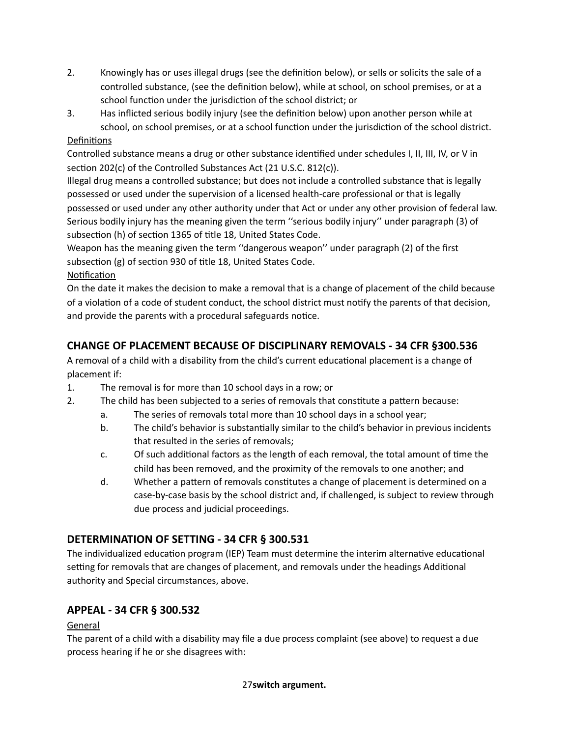2. Knowingly has or uses illegal drugs (see the definition below), or sells or solicits the sale of a controlled substance, (see the definition below), while at school, on school premises, or at a school function under the jurisdiction of the school district; or
3. Has inflicted serious bodily injury (see the definition below) upon another person while at school, on school premises, or at a school function under the jurisdiction of the school district.

<u>Definitions</u>

Controlled substance means a drug or other substance identified under schedules I, II, III, IV, or V in section 202(c) of the Controlled Substances Act (21 U.S.C. 812(c)).

Illegal drug means a controlled substance; but does not include a controlled substance that is legally possessed or used under the supervision of a licensed health-care professional or that is legally possessed or used under any other authority under that Act or under any other provision of federal law.

Serious bodily injury has the meaning given the term ''serious bodily injury'' under paragraph (3) of subsection (h) of section 1365 of title 18, United States Code.

Weapon has the meaning given the term ''dangerous weapon'' under paragraph (2) of the first subsection (g) of section 930 of title 18, United States Code.

<u>Notification</u>

On the date it makes the decision to make a removal that is a change of placement of the child because of a violation of a code of student conduct, the school district must notify the parents of that decision, and provide the parents with a procedural safeguards notice.

## CHANGE OF PLACEMENT BECAUSE OF DISCIPLINARY REMOVALS - 34 CFR §300.536

A removal of a child with a disability from the child's current educational placement is a change of placement if:

1. The removal is for more than 10 school days in a row; or
2. The child has been subjected to a series of removals that constitute a pattern because:
   a. The series of removals total more than 10 school days in a school year;
   b. The child's behavior is substantially similar to the child's behavior in previous incidents that resulted in the series of removals;
   c. Of such additional factors as the length of each removal, the total amount of time the child has been removed, and the proximity of the removals to one another; and
   d. Whether a pattern of removals constitutes a change of placement is determined on a case-by-case basis by the school district and, if challenged, is subject to review through due process and judicial proceedings.

## DETERMINATION OF SETTING - 34 CFR § 300.531

The individualized education program (IEP) Team must determine the interim alternative educational setting for removals that are changes of placement, and removals under the headings Additional authority and Special circumstances, above.

## APPEAL - 34 CFR § 300.532

<u>General</u>

The parent of a child with a disability may file a due process complaint (see above) to request a due process hearing if he or she disagrees with: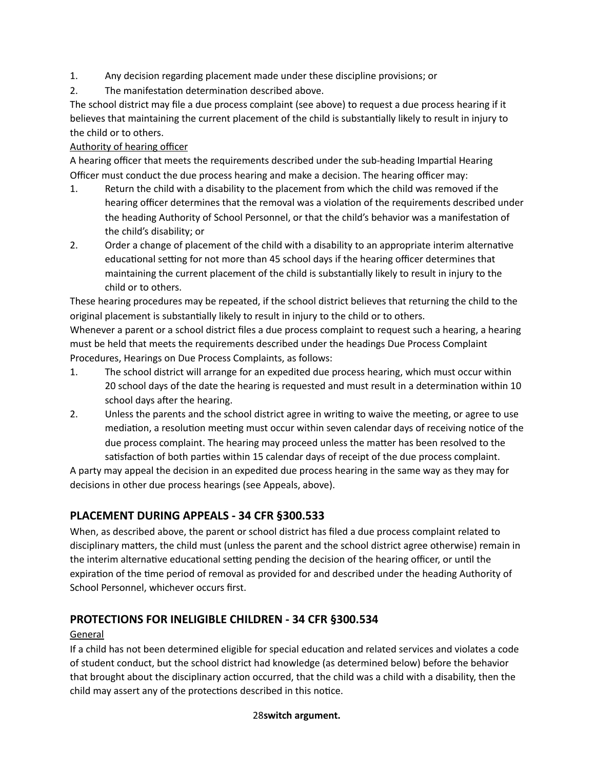1. Any decision regarding placement made under these discipline provisions; or
2. The manifestation determination described above.

The school district may file a due process complaint (see above) to request a due process hearing if it believes that maintaining the current placement of the child is substantially likely to result in injury to the child or to others.

Authority of hearing officer

A hearing officer that meets the requirements described under the sub-heading Impartial Hearing Officer must conduct the due process hearing and make a decision. The hearing officer may:

1. Return the child with a disability to the placement from which the child was removed if the hearing officer determines that the removal was a violation of the requirements described under the heading Authority of School Personnel, or that the child's behavior was a manifestation of the child's disability; or
2. Order a change of placement of the child with a disability to an appropriate interim alternative educational setting for not more than 45 school days if the hearing officer determines that maintaining the current placement of the child is substantially likely to result in injury to the child or to others.

These hearing procedures may be repeated, if the school district believes that returning the child to the original placement is substantially likely to result in injury to the child or to others.

Whenever a parent or a school district files a due process complaint to request such a hearing, a hearing must be held that meets the requirements described under the headings Due Process Complaint Procedures, Hearings on Due Process Complaints, as follows:

1. The school district will arrange for an expedited due process hearing, which must occur within 20 school days of the date the hearing is requested and must result in a determination within 10 school days after the hearing.
2. Unless the parents and the school district agree in writing to waive the meeting, or agree to use mediation, a resolution meeting must occur within seven calendar days of receiving notice of the due process complaint. The hearing may proceed unless the matter has been resolved to the satisfaction of both parties within 15 calendar days of receipt of the due process complaint.

A party may appeal the decision in an expedited due process hearing in the same way as they may for decisions in other due process hearings (see Appeals, above).

## PLACEMENT DURING APPEALS - 34 CFR §300.533

When, as described above, the parent or school district has filed a due process complaint related to disciplinary matters, the child must (unless the parent and the school district agree otherwise) remain in the interim alternative educational setting pending the decision of the hearing officer, or until the expiration of the time period of removal as provided for and described under the heading Authority of School Personnel, whichever occurs first.

## PROTECTIONS FOR INELIGIBLE CHILDREN - 34 CFR §300.534

General

If a child has not been determined eligible for special education and related services and violates a code of student conduct, but the school district had knowledge (as determined below) before the behavior that brought about the disciplinary action occurred, that the child was a child with a disability, then the child may assert any of the protections described in this notice.

**switch argument.**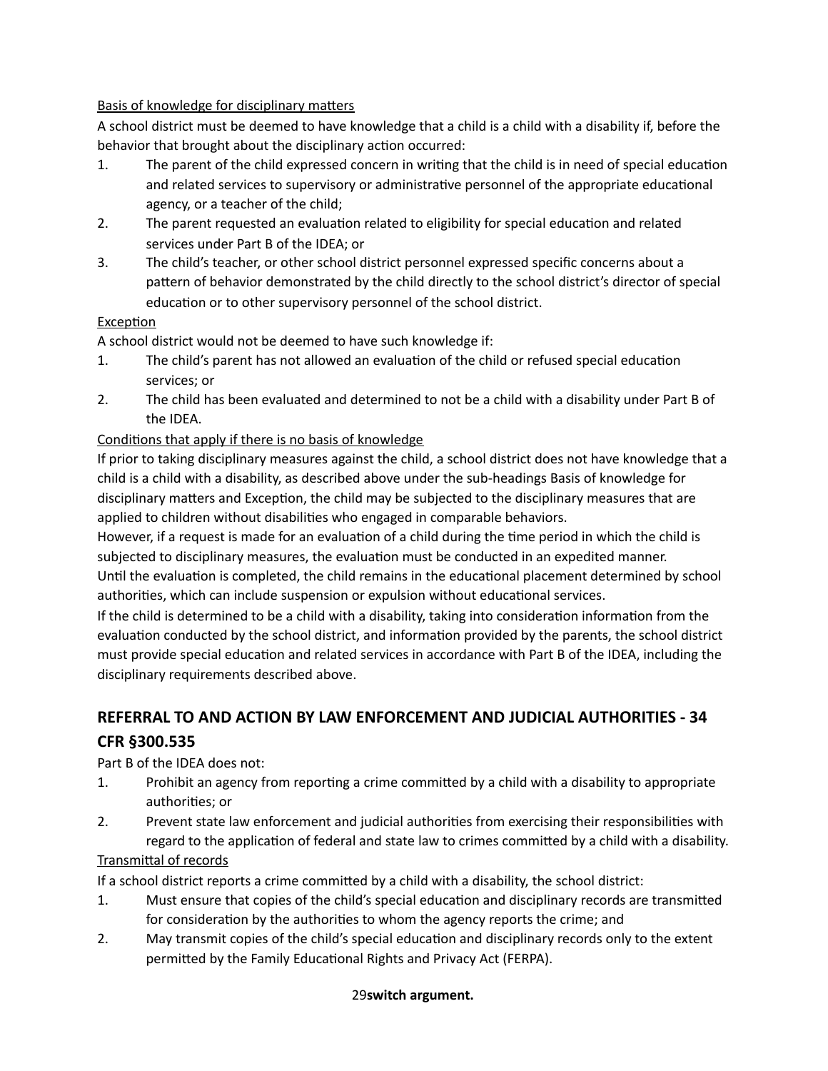Basis of knowledge for disciplinary matters

A school district must be deemed to have knowledge that a child is a child with a disability if, before the behavior that brought about the disciplinary action occurred:

1. The parent of the child expressed concern in writing that the child is in need of special education and related services to supervisory or administrative personnel of the appropriate educational agency, or a teacher of the child;
2. The parent requested an evaluation related to eligibility for special education and related services under Part B of the IDEA; or
3. The child's teacher, or other school district personnel expressed specific concerns about a pattern of behavior demonstrated by the child directly to the school district's director of special education or to other supervisory personnel of the school district.

Exception

A school district would not be deemed to have such knowledge if:

1. The child's parent has not allowed an evaluation of the child or refused special education services; or
2. The child has been evaluated and determined to not be a child with a disability under Part B of the IDEA.

Conditions that apply if there is no basis of knowledge

If prior to taking disciplinary measures against the child, a school district does not have knowledge that a child is a child with a disability, as described above under the sub-headings Basis of knowledge for disciplinary matters and Exception, the child may be subjected to the disciplinary measures that are applied to children without disabilities who engaged in comparable behaviors.

However, if a request is made for an evaluation of a child during the time period in which the child is subjected to disciplinary measures, the evaluation must be conducted in an expedited manner.

Until the evaluation is completed, the child remains in the educational placement determined by school authorities, which can include suspension or expulsion without educational services.

If the child is determined to be a child with a disability, taking into consideration information from the evaluation conducted by the school district, and information provided by the parents, the school district must provide special education and related services in accordance with Part B of the IDEA, including the disciplinary requirements described above.

## REFERRAL TO AND ACTION BY LAW ENFORCEMENT AND JUDICIAL AUTHORITIES - 34 CFR §300.535

Part B of the IDEA does not:

1. Prohibit an agency from reporting a crime committed by a child with a disability to appropriate authorities; or
2. Prevent state law enforcement and judicial authorities from exercising their responsibilities with regard to the application of federal and state law to crimes committed by a child with a disability.

Transmittal of records

If a school district reports a crime committed by a child with a disability, the school district:

1. Must ensure that copies of the child's special education and disciplinary records are transmitted for consideration by the authorities to whom the agency reports the crime; and
2. May transmit copies of the child's special education and disciplinary records only to the extent permitted by the Family Educational Rights and Privacy Act (FERPA).

**switch argument.**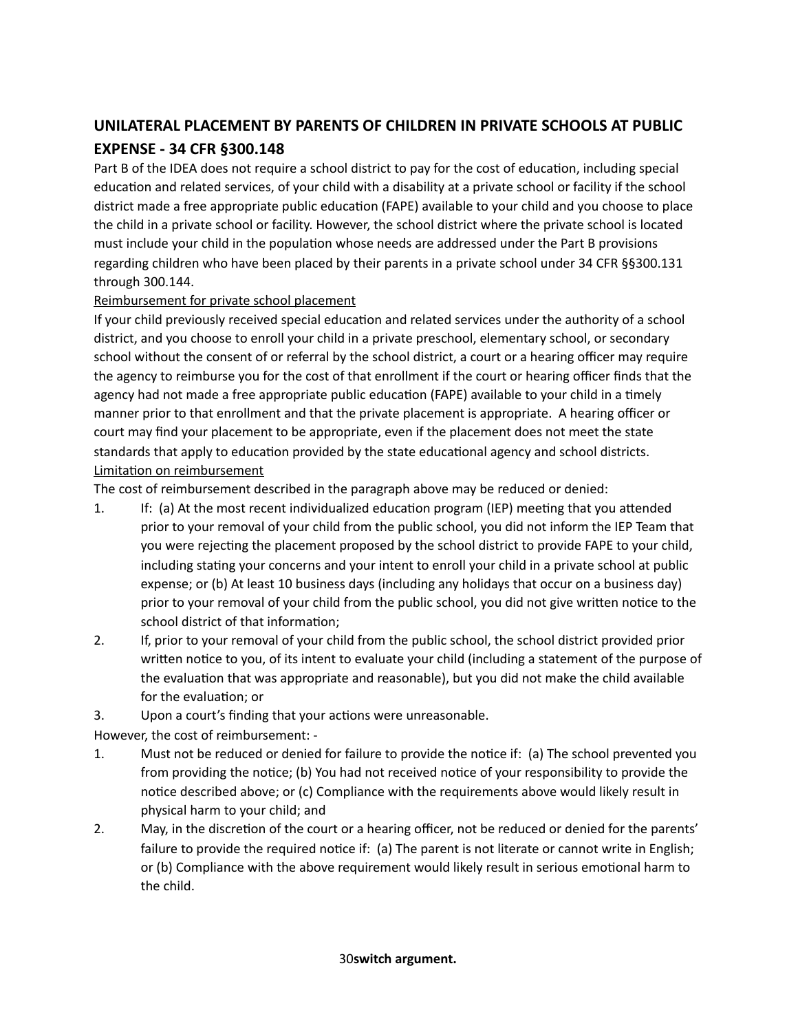## UNILATERAL PLACEMENT BY PARENTS OF CHILDREN IN PRIVATE SCHOOLS AT PUBLIC EXPENSE - 34 CFR §300.148

Part B of the IDEA does not require a school district to pay for the cost of education, including special education and related services, of your child with a disability at a private school or facility if the school district made a free appropriate public education (FAPE) available to your child and you choose to place the child in a private school or facility. However, the school district where the private school is located must include your child in the population whose needs are addressed under the Part B provisions regarding children who have been placed by their parents in a private school under 34 CFR §§300.131 through 300.144.

<u>Reimbursement for private school placement</u>

If your child previously received special education and related services under the authority of a school district, and you choose to enroll your child in a private preschool, elementary school, or secondary school without the consent of or referral by the school district, a court or a hearing officer may require the agency to reimburse you for the cost of that enrollment if the court or hearing officer finds that the agency had not made a free appropriate public education (FAPE) available to your child in a timely manner prior to that enrollment and that the private placement is appropriate. A hearing officer or court may find your placement to be appropriate, even if the placement does not meet the state standards that apply to education provided by the state educational agency and school districts.

<u>Limitation on reimbursement</u>

The cost of reimbursement described in the paragraph above may be reduced or denied:

1. If: (a) At the most recent individualized education program (IEP) meeting that you attended prior to your removal of your child from the public school, you did not inform the IEP Team that you were rejecting the placement proposed by the school district to provide FAPE to your child, including stating your concerns and your intent to enroll your child in a private school at public expense; or (b) At least 10 business days (including any holidays that occur on a business day) prior to your removal of your child from the public school, you did not give written notice to the school district of that information;
2. If, prior to your removal of your child from the public school, the school district provided prior written notice to you, of its intent to evaluate your child (including a statement of the purpose of the evaluation that was appropriate and reasonable), but you did not make the child available for the evaluation; or
3. Upon a court's finding that your actions were unreasonable.

However, the cost of reimbursement: -

1. Must not be reduced or denied for failure to provide the notice if: (a) The school prevented you from providing the notice; (b) You had not received notice of your responsibility to provide the notice described above; or (c) Compliance with the requirements above would likely result in physical harm to your child; and
2. May, in the discretion of the court or a hearing officer, not be reduced or denied for the parents' failure to provide the required notice if: (a) The parent is not literate or cannot write in English; or (b) Compliance with the above requirement would likely result in serious emotional harm to the child.

**switch argument.**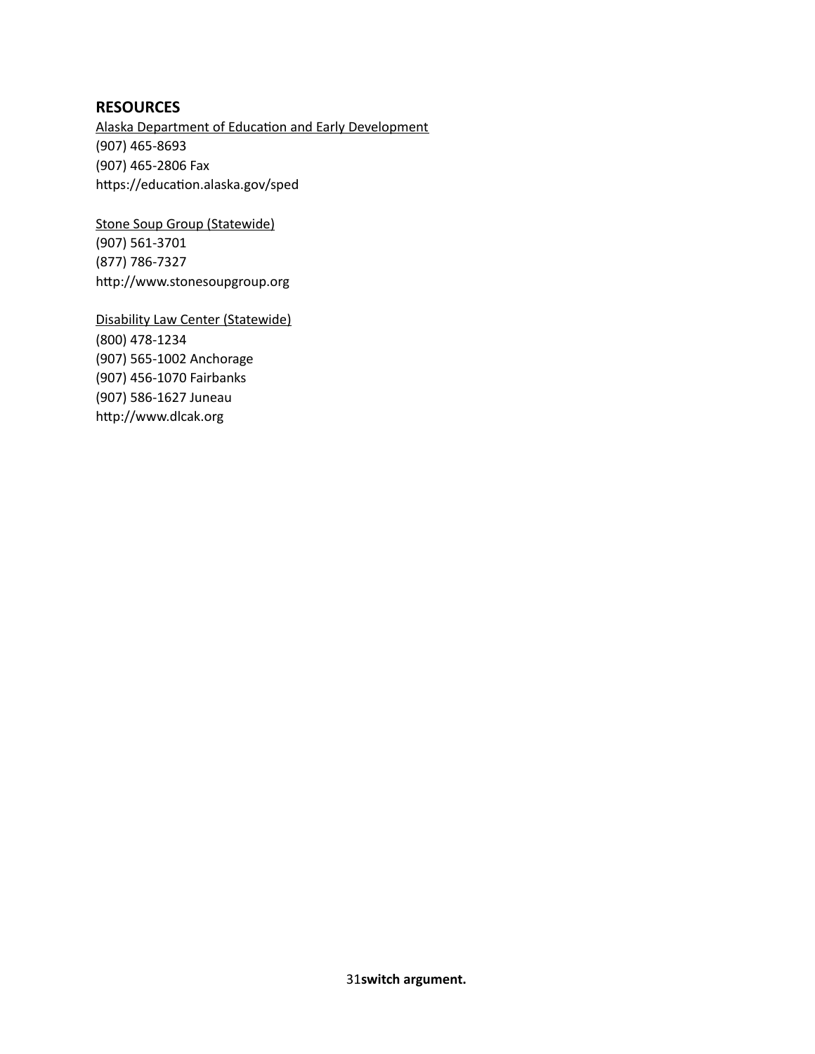## RESOURCES

Alaska Department of Education and Early Development
(907) 465-8693
(907) 465-2806 Fax
https://education.alaska.gov/sped

Stone Soup Group (Statewide)
(907) 561-3701
(877) 786-7327
http://www.stonesoupgroup.org

Disability Law Center (Statewide)
(800) 478-1234
(907) 565-1002 Anchorage
(907) 456-1070 Fairbanks
(907) 586-1627 Juneau
http://www.dlcak.org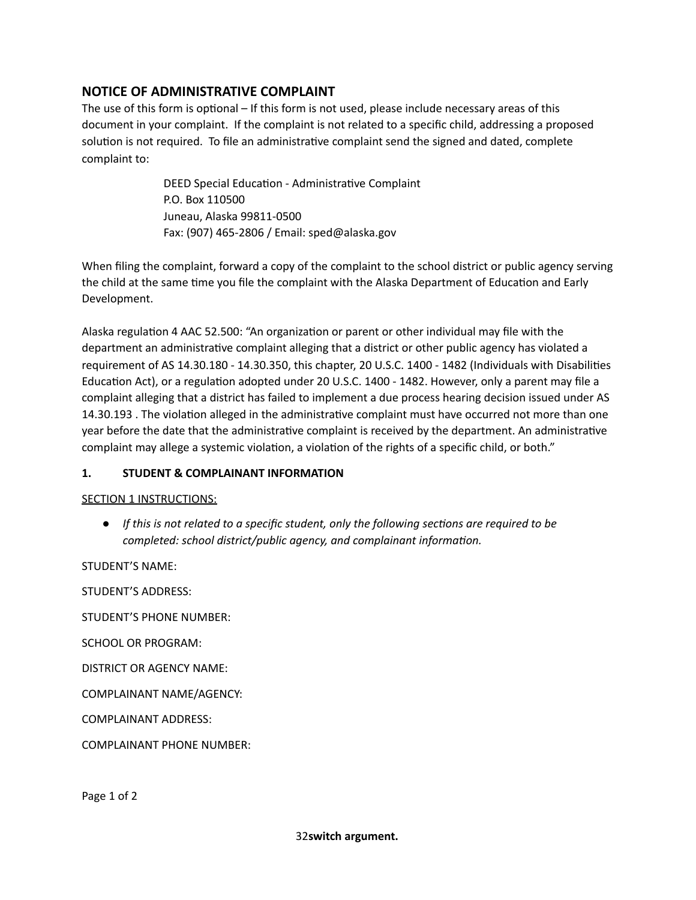## NOTICE OF ADMINISTRATIVE COMPLAINT

The use of this form is optional – If this form is not used, please include necessary areas of this document in your complaint. If the complaint is not related to a specific child, addressing a proposed solution is not required. To file an administrative complaint send the signed and dated, complete complaint to:

> DEED Special Education - Administrative Complaint
> P.O. Box 110500
> Juneau, Alaska 99811-0500
> Fax: (907) 465-2806 / Email: sped@alaska.gov

When filing the complaint, forward a copy of the complaint to the school district or public agency serving the child at the same time you file the complaint with the Alaska Department of Education and Early Development.

Alaska regulation 4 AAC 52.500: "An organization or parent or other individual may file with the department an administrative complaint alleging that a district or other public agency has violated a requirement of AS 14.30.180 - 14.30.350, this chapter, 20 U.S.C. 1400 - 1482 (Individuals with Disabilities Education Act), or a regulation adopted under 20 U.S.C. 1400 - 1482. However, only a parent may file a complaint alleging that a district has failed to implement a due process hearing decision issued under AS 14.30.193 . The violation alleged in the administrative complaint must have occurred not more than one year before the date that the administrative complaint is received by the department. An administrative complaint may allege a systemic violation, a violation of the rights of a specific child, or both."

### 1. STUDENT & COMPLAINANT INFORMATION

<u>SECTION 1 INSTRUCTIONS:</u>

- *If this is not related to a specific student, only the following sections are required to be completed: school district/public agency, and complainant information.*

STUDENT'S NAME:

STUDENT'S ADDRESS:

STUDENT'S PHONE NUMBER:

SCHOOL OR PROGRAM:

DISTRICT OR AGENCY NAME:

COMPLAINANT NAME/AGENCY:

COMPLAINANT ADDRESS:

COMPLAINANT PHONE NUMBER:

**switch argument.**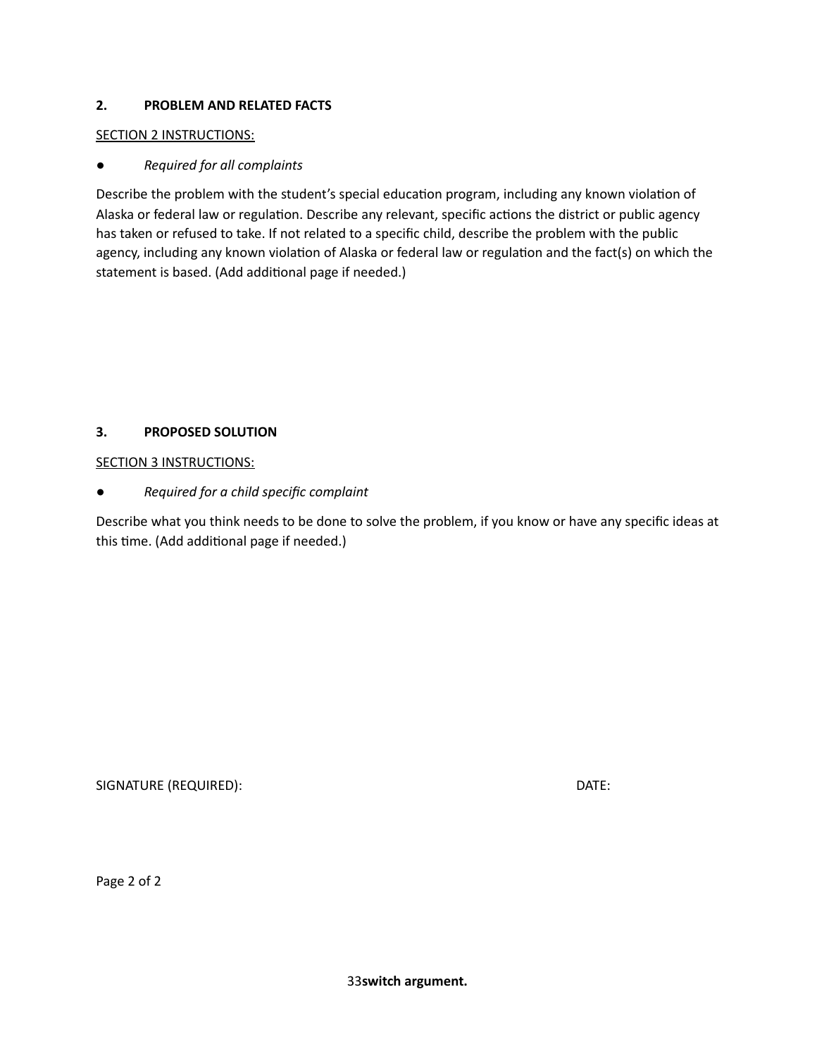**2. PROBLEM AND RELATED FACTS**

SECTION 2 INSTRUCTIONS:

- *Required for all complaints*

Describe the problem with the student's special education program, including any known violation of Alaska or federal law or regulation. Describe any relevant, specific actions the district or public agency has taken or refused to take. If not related to a specific child, describe the problem with the public agency, including any known violation of Alaska or federal law or regulation and the fact(s) on which the statement is based. (Add additional page if needed.)

**3. PROPOSED SOLUTION**

SECTION 3 INSTRUCTIONS:

- *Required for a child specific complaint*

Describe what you think needs to be done to solve the problem, if you know or have any specific ideas at this time. (Add additional page if needed.)

SIGNATURE (REQUIRED): DATE:

**switch argument.**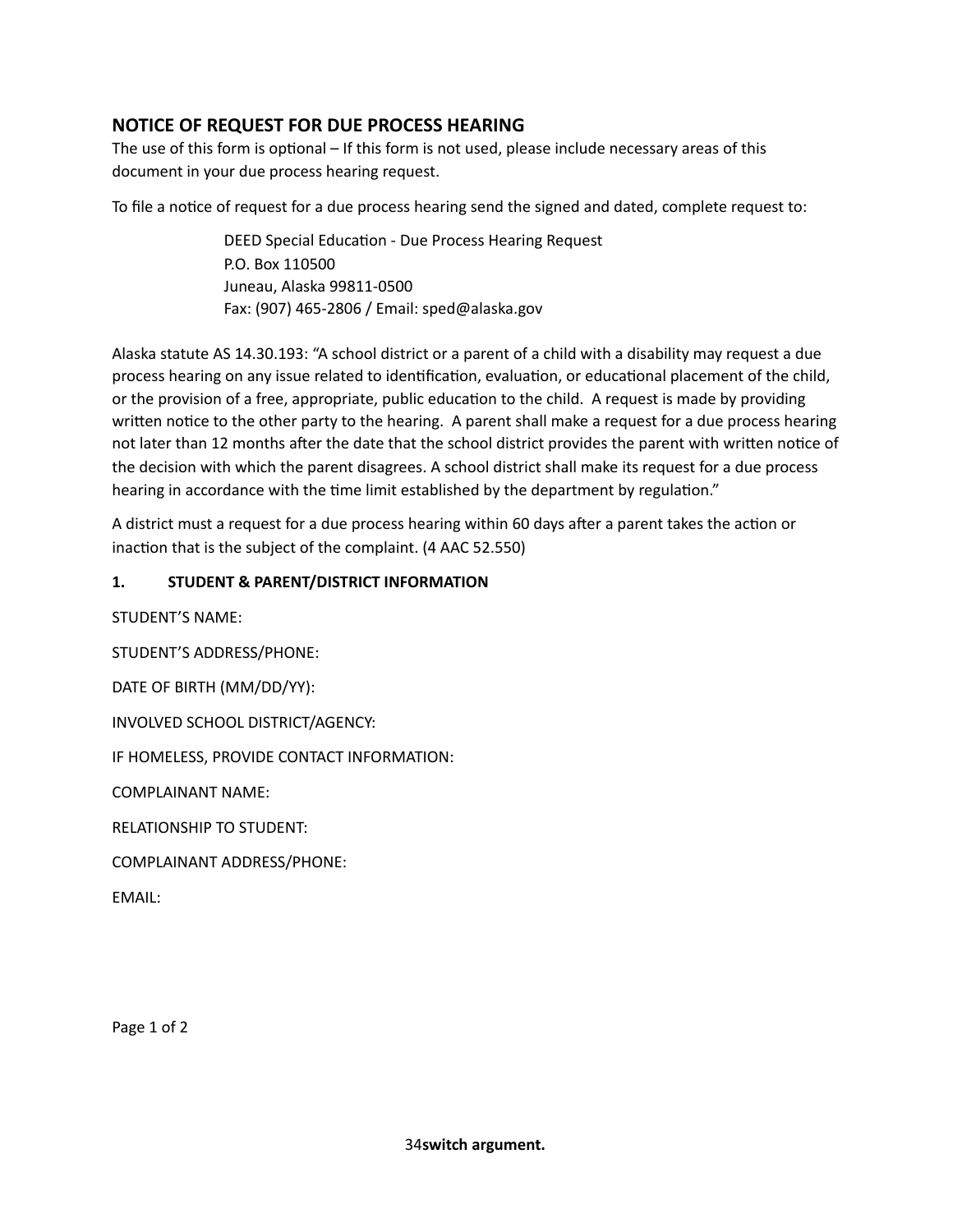## NOTICE OF REQUEST FOR DUE PROCESS HEARING

The use of this form is optional – If this form is not used, please include necessary areas of this document in your due process hearing request.

To file a notice of request for a due process hearing send the signed and dated, complete request to:

> DEED Special Education - Due Process Hearing Request
> P.O. Box 110500
> Juneau, Alaska 99811-0500
> Fax: (907) 465-2806 / Email: sped@alaska.gov

Alaska statute AS 14.30.193: "A school district or a parent of a child with a disability may request a due process hearing on any issue related to identification, evaluation, or educational placement of the child, or the provision of a free, appropriate, public education to the child. A request is made by providing written notice to the other party to the hearing. A parent shall make a request for a due process hearing not later than 12 months after the date that the school district provides the parent with written notice of the decision with which the parent disagrees. A school district shall make its request for a due process hearing in accordance with the time limit established by the department by regulation."

A district must a request for a due process hearing within 60 days after a parent takes the action or inaction that is the subject of the complaint. (4 AAC 52.550)

**1. STUDENT & PARENT/DISTRICT INFORMATION**

STUDENT'S NAME:

STUDENT'S ADDRESS/PHONE:

DATE OF BIRTH (MM/DD/YY):

INVOLVED SCHOOL DISTRICT/AGENCY:

IF HOMELESS, PROVIDE CONTACT INFORMATION:

COMPLAINANT NAME:

RELATIONSHIP TO STUDENT:

COMPLAINANT ADDRESS/PHONE:

EMAIL:

**switch argument.**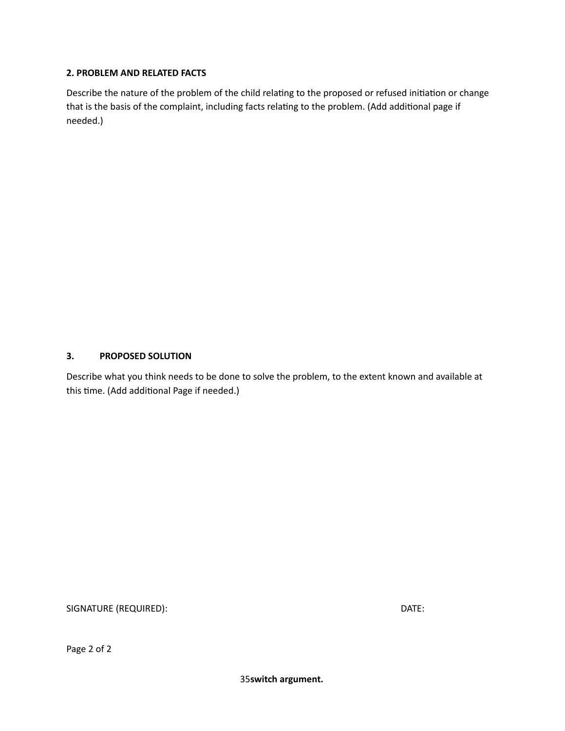**2. PROBLEM AND RELATED FACTS**

Describe the nature of the problem of the child relating to the proposed or refused initiation or change that is the basis of the complaint, including facts relating to the problem. (Add additional page if needed.)

**3. PROPOSED SOLUTION**

Describe what you think needs to be done to solve the problem, to the extent known and available at this time. (Add additional Page if needed.)

SIGNATURE (REQUIRED): DATE:

**switch argument.**